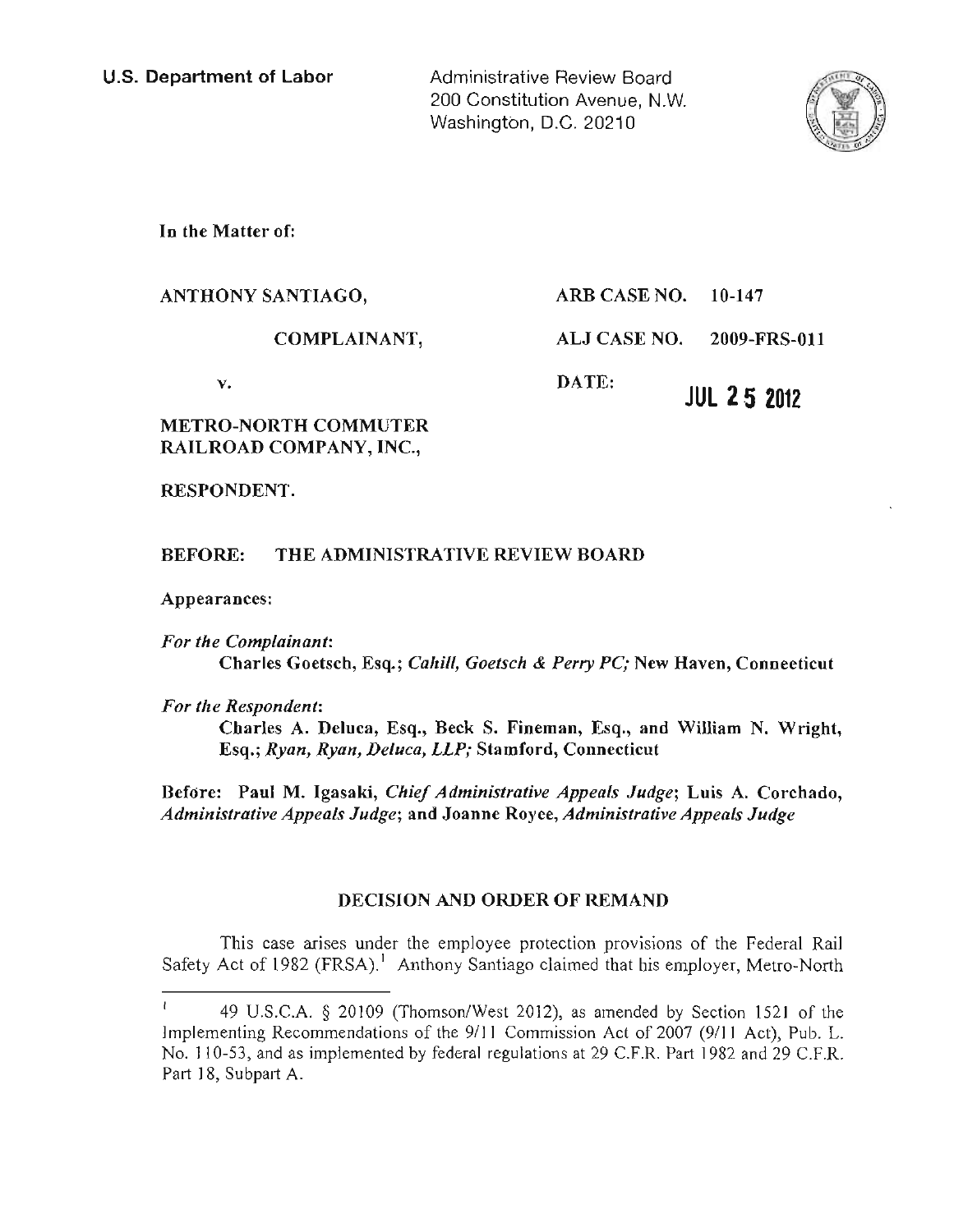**U.S. Department of Labor**

Administrative Review Board
200 Constitution Avenue, N.W.
Washington, D.C. 20210

In the Matter of:

ANTHONY SANTIAGO,

COMPLAINANT,

v.

METRO-NORTH COMMUTER RAILROAD COMPANY, INC.,

RESPONDENT.

ARB CASE NO. 10-147

ALJ CASE NO. 2009-FRS-011

DATE: JUL 25 2012

**BEFORE: THE ADMINISTRATIVE REVIEW BOARD**

Appearances:

*For the Complainant*:
Charles Goetsch, Esq.; *Cahill, Goetsch & Perry PC;* New Haven, Connecticut

*For the Respondent*:
Charles A. Deluca, Esq., Beck S. Fineman, Esq., and William N. Wright, Esq.; *Ryan, Ryan, Deluca, LLP;* Stamford, Connecticut

Before: Paul M. Igasaki, *Chief Administrative Appeals Judge*; Luis A. Corchado, *Administrative Appeals Judge*; and Joanne Royce, *Administrative Appeals Judge*

## DECISION AND ORDER OF REMAND

This case arises under the employee protection provisions of the Federal Rail Safety Act of 1982 (FRSA).[1] Anthony Santiago claimed that his employer, Metro-North

[1] 49 U.S.C.A. § 20109 (Thomson/West 2012), as amended by Section 1521 of the Implementing Recommendations of the 9/11 Commission Act of 2007 (9/11 Act), Pub. L. No. 110-53, and as implemented by federal regulations at 29 C.F.R. Part 1982 and 29 C.F.R. Part 18, Subpart A.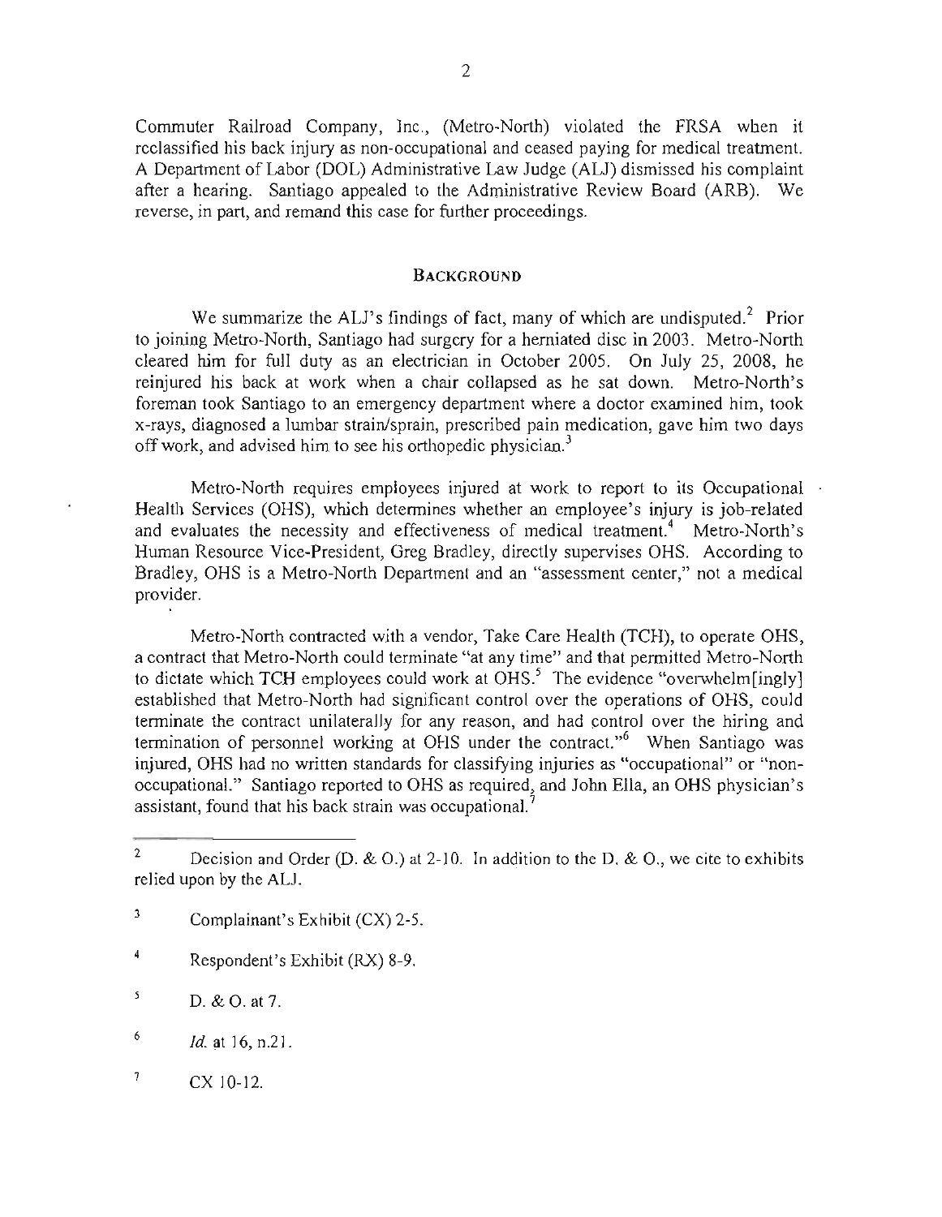Commuter Railroad Company, Inc., (Metro-North) violated the FRSA when it reclassified his back injury as non-occupational and ceased paying for medical treatment. A Department of Labor (DOL) Administrative Law Judge (ALJ) dismissed his complaint after a hearing. Santiago appealed to the Administrative Review Board (ARB). We reverse, in part, and remand this case for further proceedings.

## BACKGROUND

We summarize the ALJ's findings of fact, many of which are undisputed.[2] Prior to joining Metro-North, Santiago had surgery for a herniated disc in 2003. Metro-North cleared him for full duty as an electrician in October 2005. On July 25, 2008, he reinjured his back at work when a chair collapsed as he sat down. Metro-North's foreman took Santiago to an emergency department where a doctor examined him, took x-rays, diagnosed a lumbar strain/sprain, prescribed pain medication, gave him two days off work, and advised him to see his orthopedic physician.[3]

Metro-North requires employees injured at work to report to its Occupational Health Services (OHS), which determines whether an employee's injury is job-related and evaluates the necessity and effectiveness of medical treatment.[4] Metro-North's Human Resource Vice-President, Greg Bradley, directly supervises OHS. According to Bradley, OHS is a Metro-North Department and an "assessment center," not a medical provider.

Metro-North contracted with a vendor, Take Care Health (TCH), to operate OHS, a contract that Metro-North could terminate "at any time" and that permitted Metro-North to dictate which TCH employees could work at OHS.[5] The evidence "overwhelm[ingly] established that Metro-North had significant control over the operations of OHS, could terminate the contract unilaterally for any reason, and had control over the hiring and termination of personnel working at OHS under the contract."[6] When Santiago was injured, OHS had no written standards for classifying injuries as "occupational" or "non-occupational." Santiago reported to OHS as required, and John Ella, an OHS physician's assistant, found that his back strain was occupational.[7]

---

[2] Decision and Order (D. & O.) at 2-10. In addition to the D. & O., we cite to exhibits relied upon by the ALJ.

[3] Complainant's Exhibit (CX) 2-5.

[4] Respondent's Exhibit (RX) 8-9.

[5] D. & O. at 7.

[6] *Id.* at 16, n.21.

[7] CX 10-12.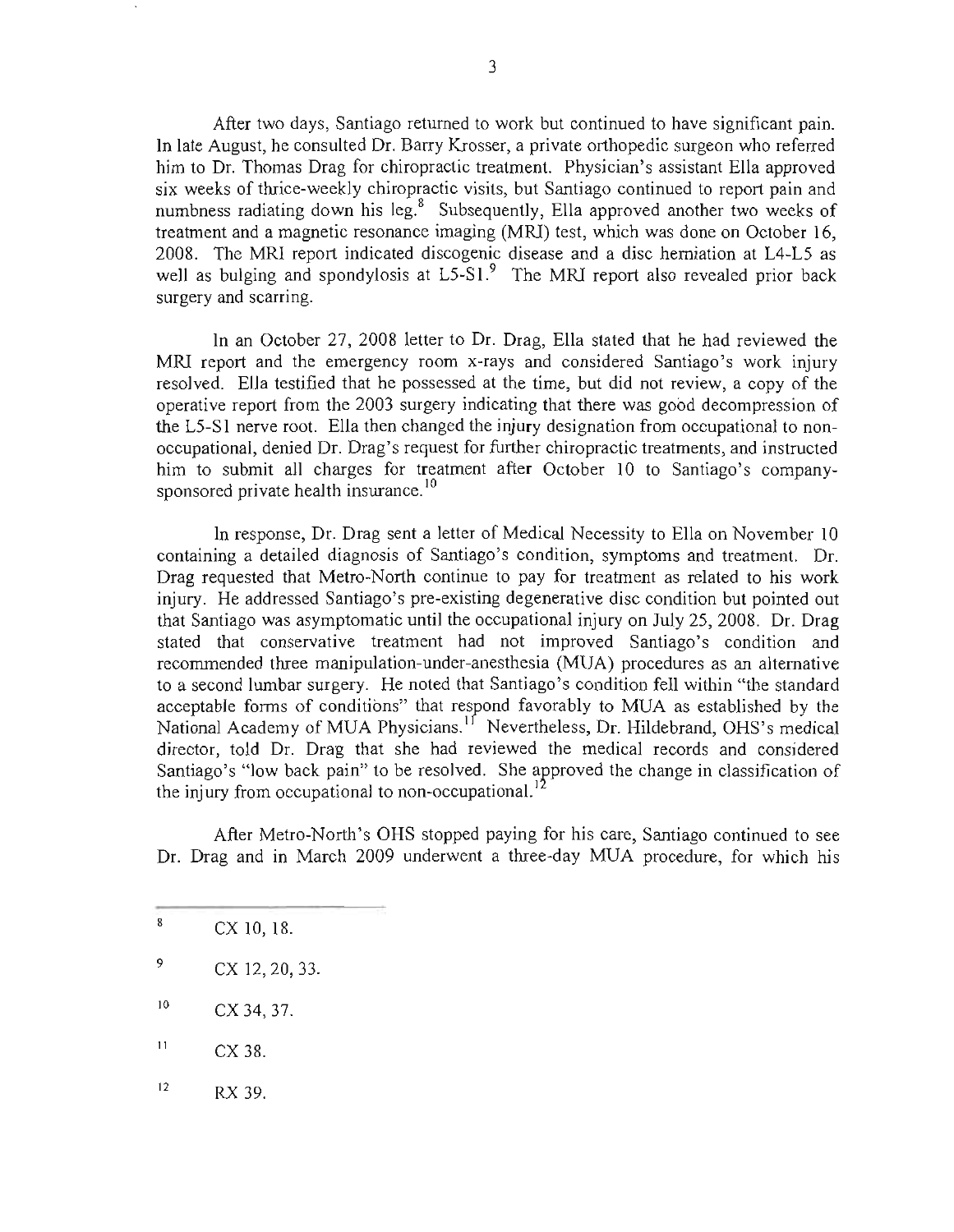After two days, Santiago returned to work but continued to have significant pain. In late August, he consulted Dr. Barry Krosser, a private orthopedic surgeon who referred him to Dr. Thomas Drag for chiropractic treatment. Physician's assistant Ella approved six weeks of thrice-weekly chiropractic visits, but Santiago continued to report pain and numbness radiating down his leg.[8] Subsequently, Ella approved another two weeks of treatment and a magnetic resonance imaging (MRI) test, which was done on October 16, 2008. The MRI report indicated discogenic disease and a disc herniation at L4-L5 as well as bulging and spondylosis at L5-S1.[9] The MRI report also revealed prior back surgery and scarring.

In an October 27, 2008 letter to Dr. Drag, Ella stated that he had reviewed the MRI report and the emergency room x-rays and considered Santiago's work injury resolved. Ella testified that he possessed at the time, but did not review, a copy of the operative report from the 2003 surgery indicating that there was good decompression of the L5-S1 nerve root. Ella then changed the injury designation from occupational to non-occupational, denied Dr. Drag's request for further chiropractic treatments, and instructed him to submit all charges for treatment after October 10 to Santiago's company-sponsored private health insurance.[10]

In response, Dr. Drag sent a letter of Medical Necessity to Ella on November 10 containing a detailed diagnosis of Santiago's condition, symptoms and treatment. Dr. Drag requested that Metro-North continue to pay for treatment as related to his work injury. He addressed Santiago's pre-existing degenerative disc condition but pointed out that Santiago was asymptomatic until the occupational injury on July 25, 2008. Dr. Drag stated that conservative treatment had not improved Santiago's condition and recommended three manipulation-under-anesthesia (MUA) procedures as an alternative to a second lumbar surgery. He noted that Santiago's condition fell within "the standard acceptable forms of conditions" that respond favorably to MUA as established by the National Academy of MUA Physicians.[11] Nevertheless, Dr. Hildebrand, OHS's medical director, told Dr. Drag that she had reviewed the medical records and considered Santiago's "low back pain" to be resolved. She approved the change in classification of the injury from occupational to non-occupational.[12]

After Metro-North's OHS stopped paying for his care, Santiago continued to see Dr. Drag and in March 2009 underwent a three-day MUA procedure, for which his

---

[8] CX 10, 18.

[9] CX 12, 20, 33.

[10] CX 34, 37.

[11] CX 38.

[12] RX 39.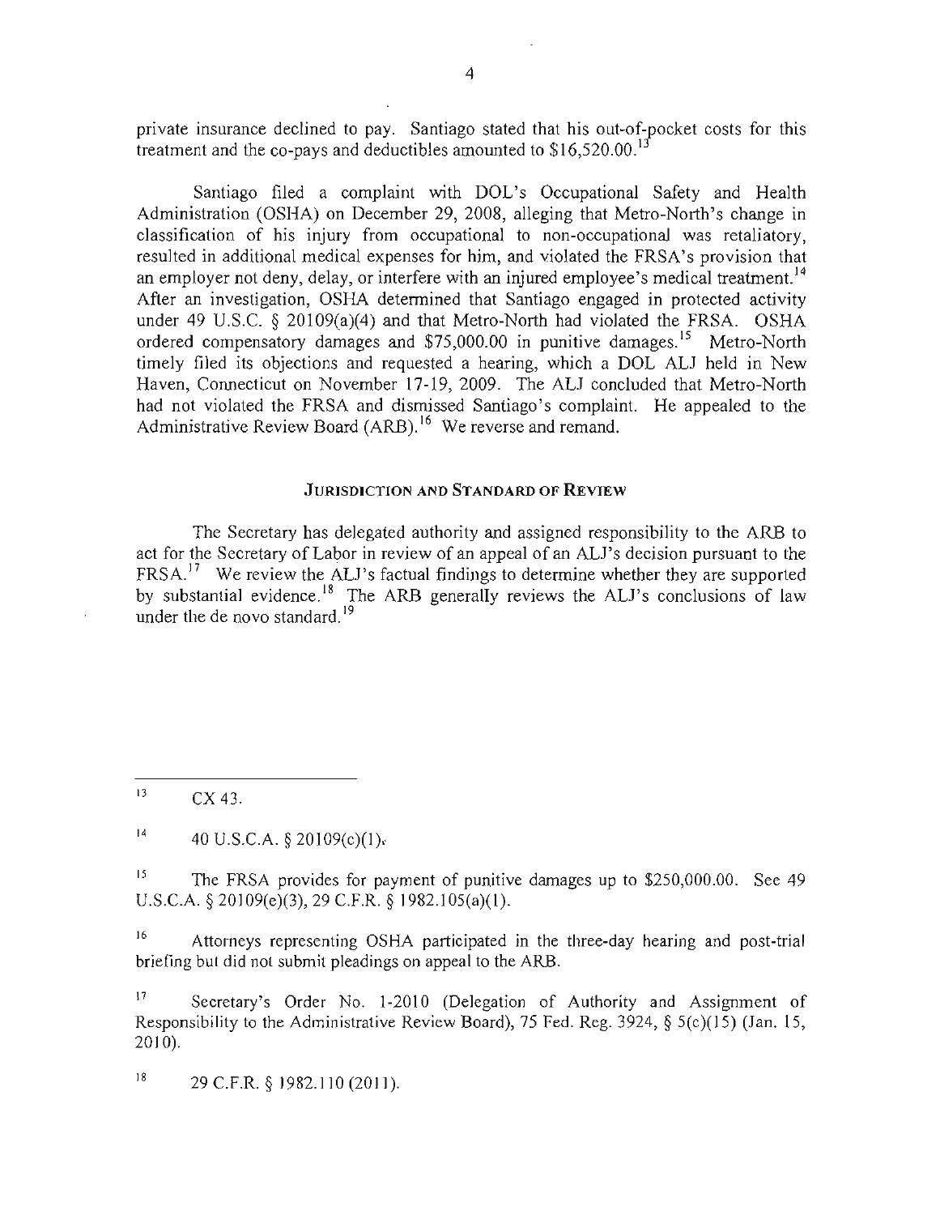private insurance declined to pay. Santiago stated that his out-of-pocket costs for this treatment and the co-pays and deductibles amounted to $16,520.00.[13]

Santiago filed a complaint with DOL's Occupational Safety and Health Administration (OSHA) on December 29, 2008, alleging that Metro-North's change in classification of his injury from occupational to non-occupational was retaliatory, resulted in additional medical expenses for him, and violated the FRSA's provision that an employer not deny, delay, or interfere with an injured employee's medical treatment.[14] After an investigation, OSHA determined that Santiago engaged in protected activity under 49 U.S.C. § 20109(a)(4) and that Metro-North had violated the FRSA. OSHA ordered compensatory damages and $75,000.00 in punitive damages.[15] Metro-North timely filed its objections and requested a hearing, which a DOL ALJ held in New Haven, Connecticut on November 17-19, 2009. The ALJ concluded that Metro-North had not violated the FRSA and dismissed Santiago's complaint. He appealed to the Administrative Review Board (ARB).[16] We reverse and remand.

## JURISDICTION AND STANDARD OF REVIEW

The Secretary has delegated authority and assigned responsibility to the ARB to act for the Secretary of Labor in review of an appeal of an ALJ's decision pursuant to the FRSA.[17] We review the ALJ's factual findings to determine whether they are supported by substantial evidence.[18] The ARB generally reviews the ALJ's conclusions of law under the de novo standard.[19]

---

[13] CX 43.

[14] 40 U.S.C.A. § 20109(c)(1).

[15] The FRSA provides for payment of punitive damages up to $250,000.00. See 49 U.S.C.A. § 20109(e)(3), 29 C.F.R. § 1982.105(a)(1).

[16] Attorneys representing OSHA participated in the three-day hearing and post-trial briefing but did not submit pleadings on appeal to the ARB.

[17] Secretary's Order No. 1-2010 (Delegation of Authority and Assignment of Responsibility to the Administrative Review Board), 75 Fed. Reg. 3924, § 5(c)(15) (Jan. 15, 2010).

[18] 29 C.F.R. § 1982.110 (2011).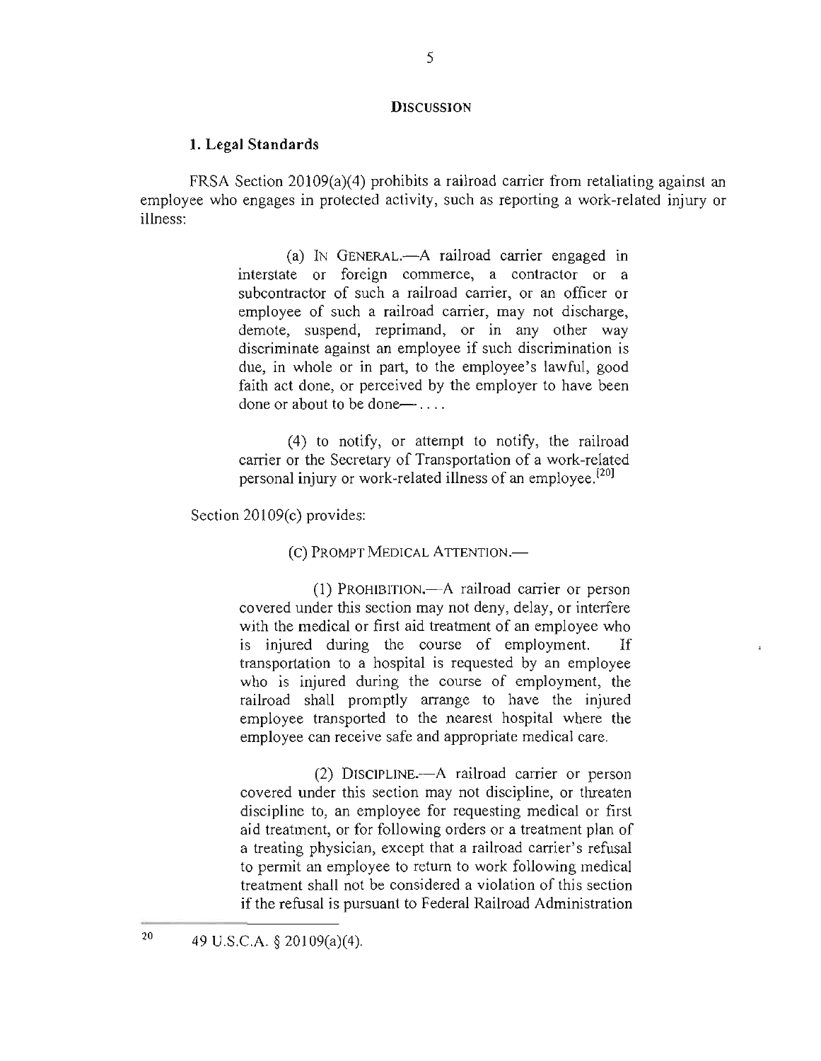## DISCUSSION

### 1. Legal Standards

FRSA Section 20109(a)(4) prohibits a railroad carrier from retaliating against an employee who engages in protected activity, such as reporting a work-related injury or illness:

> (a) IN GENERAL.—A railroad carrier engaged in interstate or foreign commerce, a contractor or a subcontractor of such a railroad carrier, or an officer or employee of such a railroad carrier, may not discharge, demote, suspend, reprimand, or in any other way discriminate against an employee if such discrimination is due, in whole or in part, to the employee's lawful, good faith act done, or perceived by the employer to have been done or about to be done— . . . .
>
> (4) to notify, or attempt to notify, the railroad carrier or the Secretary of Transportation of a work-related personal injury or work-related illness of an employee.[20]

Section 20109(c) provides:

> (C) PROMPT MEDICAL ATTENTION.—
>
> (1) PROHIBITION.—A railroad carrier or person covered under this section may not deny, delay, or interfere with the medical or first aid treatment of an employee who is injured during the course of employment. If transportation to a hospital is requested by an employee who is injured during the course of employment, the railroad shall promptly arrange to have the injured employee transported to the nearest hospital where the employee can receive safe and appropriate medical care.
>
> (2) DISCIPLINE.—A railroad carrier or person covered under this section may not discipline, or threaten discipline to, an employee for requesting medical or first aid treatment, or for following orders or a treatment plan of a treating physician, except that a railroad carrier's refusal to permit an employee to return to work following medical treatment shall not be considered a violation of this section if the refusal is pursuant to Federal Railroad Administration

---

[20] 49 U.S.C.A. § 20109(a)(4).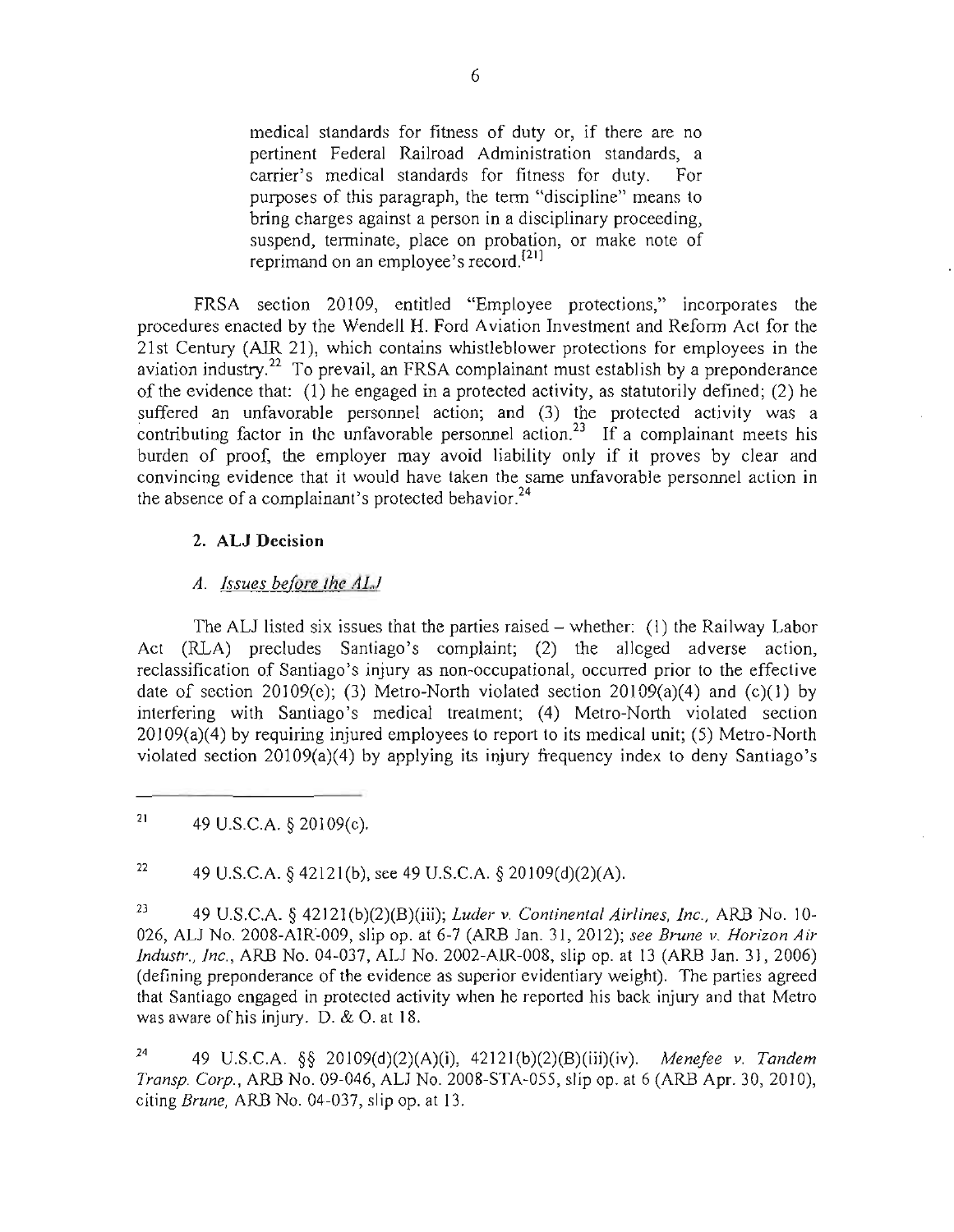medical standards for fitness of duty or, if there are no pertinent Federal Railroad Administration standards, a carrier's medical standards for fitness for duty. For purposes of this paragraph, the term "discipline" means to bring charges against a person in a disciplinary proceeding, suspend, terminate, place on probation, or make note of reprimand on an employee's record.[21]

FRSA section 20109, entitled "Employee protections," incorporates the procedures enacted by the Wendell H. Ford Aviation Investment and Reform Act for the 21st Century (AIR 21), which contains whistleblower protections for employees in the aviation industry.[22] To prevail, an FRSA complainant must establish by a preponderance of the evidence that: (1) he engaged in a protected activity, as statutorily defined; (2) he suffered an unfavorable personnel action; and (3) the protected activity was a contributing factor in the unfavorable personnel action.[23] If a complainant meets his burden of proof, the employer may avoid liability only if it proves by clear and convincing evidence that it would have taken the same unfavorable personnel action in the absence of a complainant's protected behavior.[24]

### 2. ALJ Decision

#### *A. Issues before the ALJ*

The ALJ listed six issues that the parties raised – whether: (1) the Railway Labor Act (RLA) precludes Santiago's complaint; (2) the alleged adverse action, reclassification of Santiago's injury as non-occupational, occurred prior to the effective date of section 20109(c); (3) Metro-North violated section 20109(a)(4) and (c)(1) by interfering with Santiago's medical treatment; (4) Metro-North violated section 20109(a)(4) by requiring injured employees to report to its medical unit; (5) Metro-North violated section 20109(a)(4) by applying its injury frequency index to deny Santiago's

---

[21] 49 U.S.C.A. § 20109(c).

[22] 49 U.S.C.A. § 42121(b), see 49 U.S.C.A. § 20109(d)(2)(A).

[23] 49 U.S.C.A. § 42121(b)(2)(B)(iii); *Luder v. Continental Airlines, Inc.*, ARB No. 10-026, ALJ No. 2008-AIR-009, slip op. at 6-7 (ARB Jan. 31, 2012); *see Brune v. Horizon Air Industr., Inc.*, ARB No. 04-037, ALJ No. 2002-AIR-008, slip op. at 13 (ARB Jan. 31, 2006) (defining preponderance of the evidence as superior evidentiary weight). The parties agreed that Santiago engaged in protected activity when he reported his back injury and that Metro was aware of his injury. D. & O. at 18.

[24] 49 U.S.C.A. §§ 20109(d)(2)(A)(i), 42121(b)(2)(B)(iii)(iv). *Menefee v. Tandem Transp. Corp.*, ARB No. 09-046, ALJ No. 2008-STA-055, slip op. at 6 (ARB Apr. 30, 2010), citing *Brune*, ARB No. 04-037, slip op. at 13.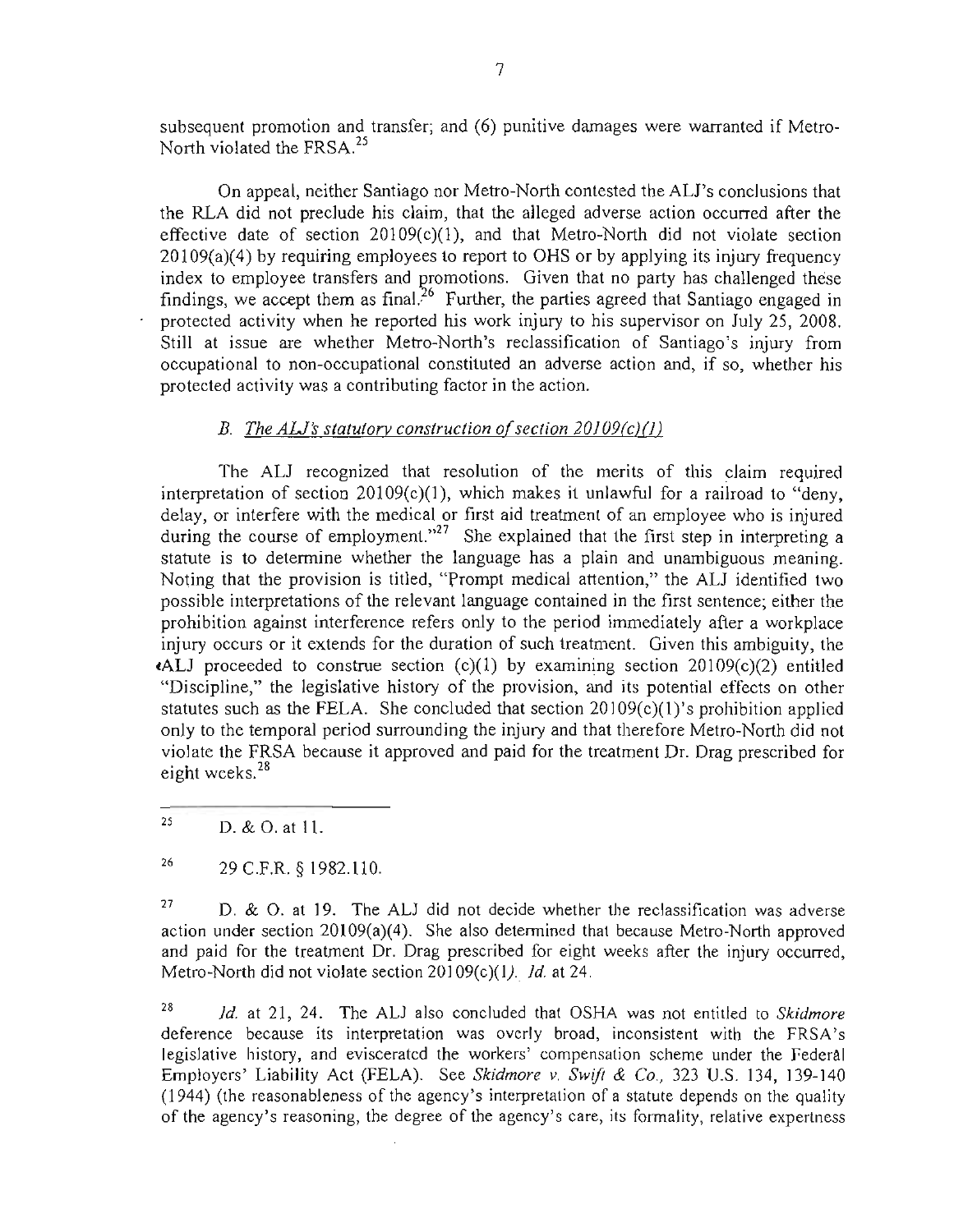subsequent promotion and transfer; and (6) punitive damages were warranted if Metro-North violated the FRSA.[25]

On appeal, neither Santiago nor Metro-North contested the ALJ's conclusions that the RLA did not preclude his claim, that the alleged adverse action occurred after the effective date of section 20109(c)(1), and that Metro-North did not violate section 20109(a)(4) by requiring employees to report to OHS or by applying its injury frequency index to employee transfers and promotions. Given that no party has challenged these findings, we accept them as final.[26] Further, the parties agreed that Santiago engaged in protected activity when he reported his work injury to his supervisor on July 25, 2008. Still at issue are whether Metro-North's reclassification of Santiago's injury from occupational to non-occupational constituted an adverse action and, if so, whether his protected activity was a contributing factor in the action.

### *B. The ALJ's statutory construction of section 20109(c)(1)*

The ALJ recognized that resolution of the merits of this claim required interpretation of section 20109(c)(1), which makes it unlawful for a railroad to "deny, delay, or interfere with the medical or first aid treatment of an employee who is injured during the course of employment."[27] She explained that the first step in interpreting a statute is to determine whether the language has a plain and unambiguous meaning. Noting that the provision is titled, "Prompt medical attention," the ALJ identified two possible interpretations of the relevant language contained in the first sentence; either the prohibition against interference refers only to the period immediately after a workplace injury occurs or it extends for the duration of such treatment. Given this ambiguity, the ALJ proceeded to construe section (c)(1) by examining section 20109(c)(2) entitled "Discipline," the legislative history of the provision, and its potential effects on other statutes such as the FELA. She concluded that section 20109(c)(1)'s prohibition applied only to the temporal period surrounding the injury and that therefore Metro-North did not violate the FRSA because it approved and paid for the treatment Dr. Drag prescribed for eight weeks.[28]

---

[25] D. & O. at 11.

[26] 29 C.F.R. § 1982.110.

[27] D. & O. at 19. The ALJ did not decide whether the reclassification was adverse action under section 20109(a)(4). She also determined that because Metro-North approved and paid for the treatment Dr. Drag prescribed for eight weeks after the injury occurred, Metro-North did not violate section 20109(c)(1). *Id.* at 24.

[28] *Id.* at 21, 24. The ALJ also concluded that OSHA was not entitled to *Skidmore* deference because its interpretation was overly broad, inconsistent with the FRSA's legislative history, and eviscerated the workers' compensation scheme under the Federal Employers' Liability Act (FELA). See *Skidmore v. Swift & Co.*, 323 U.S. 134, 139-140 (1944) (the reasonableness of the agency's interpretation of a statute depends on the quality of the agency's reasoning, the degree of the agency's care, its formality, relative expertness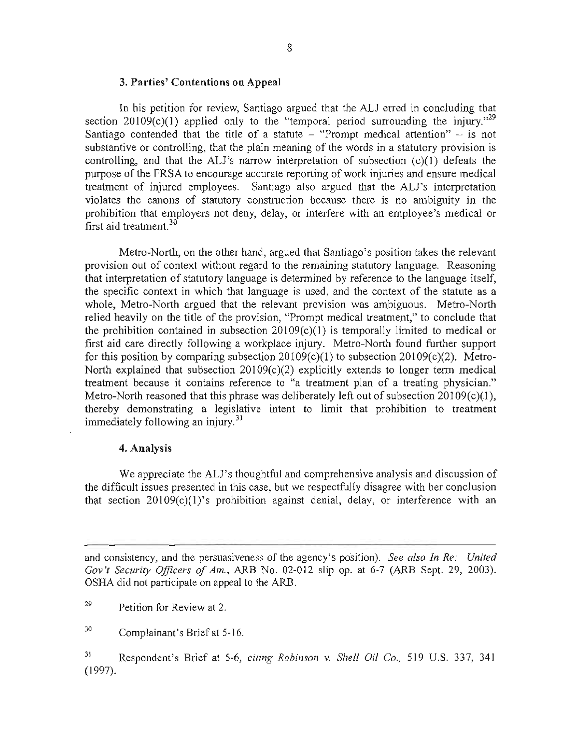### 3. Parties' Contentions on Appeal

In his petition for review, Santiago argued that the ALJ erred in concluding that section 20109(c)(1) applied only to the "temporal period surrounding the injury."[29] Santiago contended that the title of a statute – "Prompt medical attention" – is not substantive or controlling, that the plain meaning of the words in a statutory provision is controlling, and that the ALJ's narrow interpretation of subsection (c)(1) defeats the purpose of the FRSA to encourage accurate reporting of work injuries and ensure medical treatment of injured employees. Santiago also argued that the ALJ's interpretation violates the canons of statutory construction because there is no ambiguity in the prohibition that employers not deny, delay, or interfere with an employee's medical or first aid treatment.[30]

Metro-North, on the other hand, argued that Santiago's position takes the relevant provision out of context without regard to the remaining statutory language. Reasoning that interpretation of statutory language is determined by reference to the language itself, the specific context in which that language is used, and the context of the statute as a whole, Metro-North argued that the relevant provision was ambiguous. Metro-North relied heavily on the title of the provision, "Prompt medical treatment," to conclude that the prohibition contained in subsection 20109(c)(1) is temporally limited to medical or first aid care directly following a workplace injury. Metro-North found further support for this position by comparing subsection 20109(c)(1) to subsection 20109(c)(2). Metro-North explained that subsection 20109(c)(2) explicitly extends to longer term medical treatment because it contains reference to "a treatment plan of a treating physician." Metro-North reasoned that this phrase was deliberately left out of subsection 20109(c)(1), thereby demonstrating a legislative intent to limit that prohibition to treatment immediately following an injury.[31]

### 4. Analysis

We appreciate the ALJ's thoughtful and comprehensive analysis and discussion of the difficult issues presented in this case, but we respectfully disagree with her conclusion that section 20109(c)(1)'s prohibition against denial, delay, or interference with an

---

and consistency, and the persuasiveness of the agency's position). *See also In Re: United Gov't Security Officers of Am.*, ARB No. 02-012 slip op. at 6-7 (ARB Sept. 29, 2003). OSHA did not participate on appeal to the ARB.

[29] Petition for Review at 2.

[30] Complainant's Brief at 5-16.

[31] Respondent's Brief at 5-6, *citing Robinson v. Shell Oil Co.*, 519 U.S. 337, 341 (1997).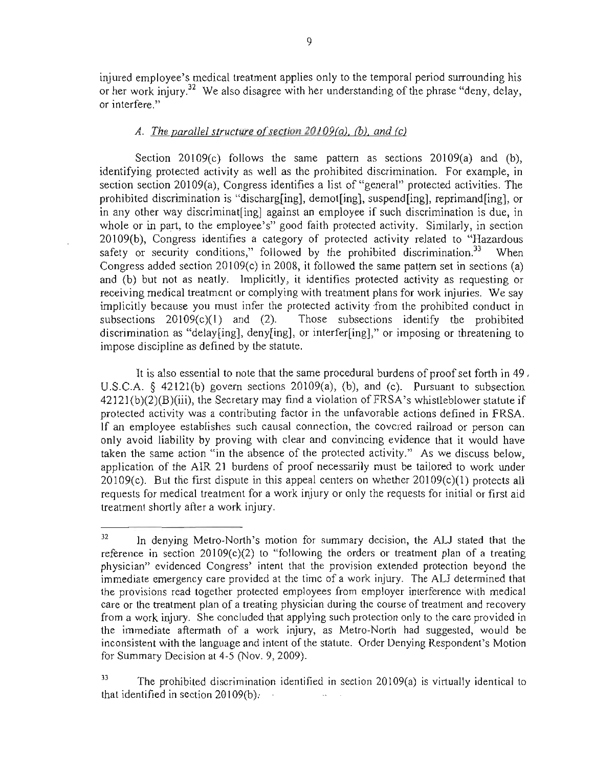injured employee's medical treatment applies only to the temporal period surrounding his or her work injury.[32] We also disagree with her understanding of the phrase "deny, delay, or interfere."

### *A. The parallel structure of section 20109(a), (b), and (c)*

Section 20109(c) follows the same pattern as sections 20109(a) and (b), identifying protected activity as well as the prohibited discrimination. For example, in section section 20109(a), Congress identifies a list of "general" protected activities. The prohibited discrimination is "discharg[ing], demot[ing], suspend[ing], reprimand[ing], or in any other way discriminat[ing] against an employee if such discrimination is due, in whole or in part, to the employee's" good faith protected activity. Similarly, in section 20109(b), Congress identifies a category of protected activity related to "Hazardous safety or security conditions," followed by the prohibited discrimination.[33] When Congress added section 20109(c) in 2008, it followed the same pattern set in sections (a) and (b) but not as neatly. Implicitly, it identifies protected activity as requesting or receiving medical treatment or complying with treatment plans for work injuries. We say implicitly because you must infer the protected activity from the prohibited conduct in subsections 20109(c)(1) and (2). Those subsections identify the prohibited discrimination as "delay[ing], deny[ing], or interfer[ing]," or imposing or threatening to impose discipline as defined by the statute.

It is also essential to note that the same procedural burdens of proof set forth in 49 U.S.C.A. § 42121(b) govern sections 20109(a), (b), and (c). Pursuant to subsection 42121(b)(2)(B)(iii), the Secretary may find a violation of FRSA's whistleblower statute if protected activity was a contributing factor in the unfavorable actions defined in FRSA. If an employee establishes such causal connection, the covered railroad or person can only avoid liability by proving with clear and convincing evidence that it would have taken the same action "in the absence of the protected activity." As we discuss below, application of the AIR 21 burdens of proof necessarily must be tailored to work under 20109(c). But the first dispute in this appeal centers on whether 20109(c)(1) protects all requests for medical treatment for a work injury or only the requests for initial or first aid treatment shortly after a work injury.

---

[32] In denying Metro-North's motion for summary decision, the ALJ stated that the reference in section 20109(c)(2) to "following the orders or treatment plan of a treating physician" evidenced Congress' intent that the provision extended protection beyond the immediate emergency care provided at the time of a work injury. The ALJ determined that the provisions read together protected employees from employer interference with medical care or the treatment plan of a treating physician during the course of treatment and recovery from a work injury. She concluded that applying such protection only to the care provided in the immediate aftermath of a work injury, as Metro-North had suggested, would be inconsistent with the language and intent of the statute. Order Denying Respondent's Motion for Summary Decision at 4-5 (Nov. 9, 2009).

[33] The prohibited discrimination identified in section 20109(a) is virtually identical to that identified in section 20109(b).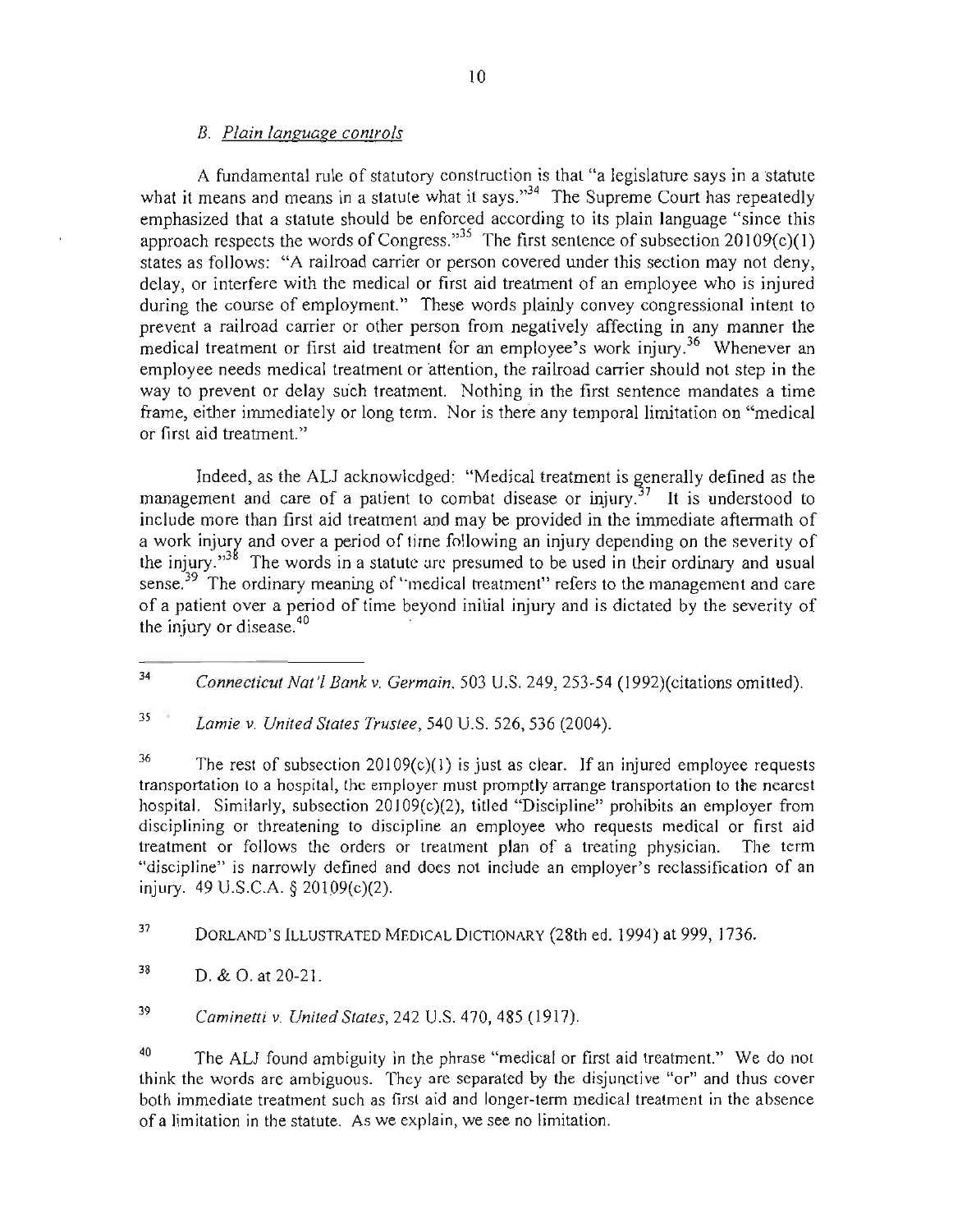### *B. Plain language controls*

A fundamental rule of statutory construction is that "a legislature says in a statute what it means and means in a statute what it says."[34] The Supreme Court has repeatedly emphasized that a statute should be enforced according to its plain language "since this approach respects the words of Congress."[35] The first sentence of subsection 20109(c)(1) states as follows: "A railroad carrier or person covered under this section may not deny, delay, or interfere with the medical or first aid treatment of an employee who is injured during the course of employment." These words plainly convey congressional intent to prevent a railroad carrier or other person from negatively affecting in any manner the medical treatment or first aid treatment for an employee's work injury.[36] Whenever an employee needs medical treatment or attention, the railroad carrier should not step in the way to prevent or delay such treatment. Nothing in the first sentence mandates a time frame, either immediately or long term. Nor is there any temporal limitation on "medical or first aid treatment."

Indeed, as the ALJ acknowledged: "Medical treatment is generally defined as the management and care of a patient to combat disease or injury.[37] It is understood to include more than first aid treatment and may be provided in the immediate aftermath of a work injury and over a period of time following an injury depending on the severity of the injury."[38] The words in a statute are presumed to be used in their ordinary and usual sense.[39] The ordinary meaning of "medical treatment" refers to the management and care of a patient over a period of time beyond initial injury and is dictated by the severity of the injury or disease.[40]

---

[34] *Connecticut Nat'l Bank v. Germain*, 503 U.S. 249, 253-54 (1992)(citations omitted).

[35] *Lamie v. United States Trustee*, 540 U.S. 526, 536 (2004).

[36] The rest of subsection 20109(c)(1) is just as clear. If an injured employee requests transportation to a hospital, the employer must promptly arrange transportation to the nearest hospital. Similarly, subsection 20109(c)(2), titled "Discipline" prohibits an employer from disciplining or threatening to discipline an employee who requests medical or first aid treatment or follows the orders or treatment plan of a treating physician. The term "discipline" is narrowly defined and does not include an employer's reclassification of an injury. 49 U.S.C.A. § 20109(c)(2).

[37] DORLAND'S ILLUSTRATED MEDICAL DICTIONARY (28th ed. 1994) at 999, 1736.

[38] D. & O. at 20-21.

[39] *Caminetti v. United States*, 242 U.S. 470, 485 (1917).

[40] The ALJ found ambiguity in the phrase "medical or first aid treatment." We do not think the words are ambiguous. They are separated by the disjunctive "or" and thus cover both immediate treatment such as first aid and longer-term medical treatment in the absence of a limitation in the statute. As we explain, we see no limitation.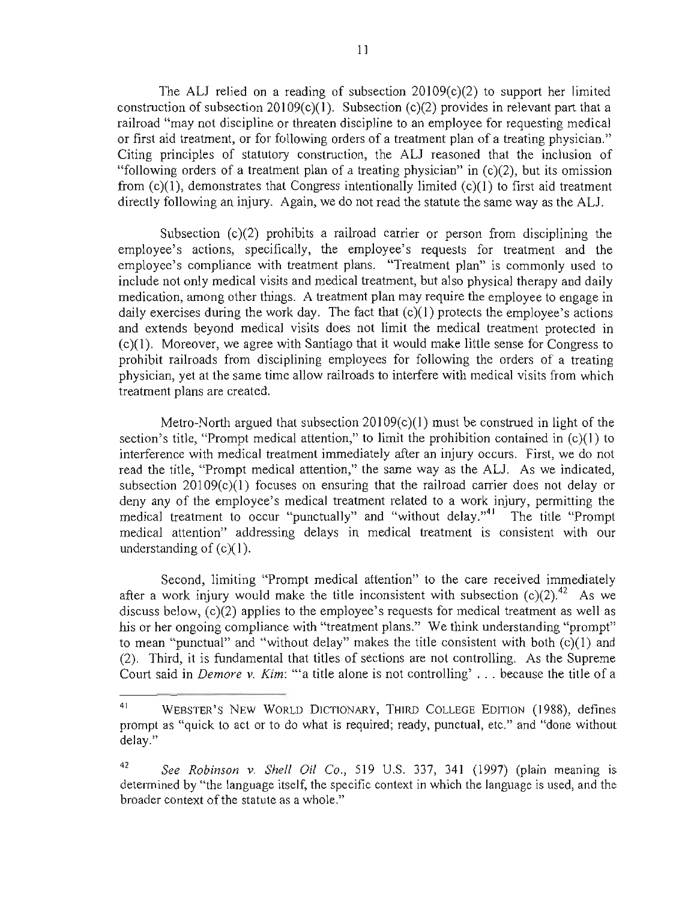The ALJ relied on a reading of subsection 20109(c)(2) to support her limited construction of subsection 20109(c)(1). Subsection (c)(2) provides in relevant part that a railroad "may not discipline or threaten discipline to an employee for requesting medical or first aid treatment, or for following orders of a treatment plan of a treating physician." Citing principles of statutory construction, the ALJ reasoned that the inclusion of "following orders of a treatment plan of a treating physician" in (c)(2), but its omission from (c)(1), demonstrates that Congress intentionally limited (c)(1) to first aid treatment directly following an injury. Again, we do not read the statute the same way as the ALJ.

Subsection (c)(2) prohibits a railroad carrier or person from disciplining the employee's actions, specifically, the employee's requests for treatment and the employee's compliance with treatment plans. "Treatment plan" is commonly used to include not only medical visits and medical treatment, but also physical therapy and daily medication, among other things. A treatment plan may require the employee to engage in daily exercises during the work day. The fact that (c)(1) protects the employee's actions and extends beyond medical visits does not limit the medical treatment protected in (c)(1). Moreover, we agree with Santiago that it would make little sense for Congress to prohibit railroads from disciplining employees for following the orders of a treating physician, yet at the same time allow railroads to interfere with medical visits from which treatment plans are created.

Metro-North argued that subsection 20109(c)(1) must be construed in light of the section's title, "Prompt medical attention," to limit the prohibition contained in (c)(1) to interference with medical treatment immediately after an injury occurs. First, we do not read the title, "Prompt medical attention," the same way as the ALJ. As we indicated, subsection 20109(c)(1) focuses on ensuring that the railroad carrier does not delay or deny any of the employee's medical treatment related to a work injury, permitting the medical treatment to occur "punctually" and "without delay."[41] The title "Prompt medical attention" addressing delays in medical treatment is consistent with our understanding of (c)(1).

Second, limiting "Prompt medical attention" to the care received immediately after a work injury would make the title inconsistent with subsection (c)(2).[42] As we discuss below, (c)(2) applies to the employee's requests for medical treatment as well as his or her ongoing compliance with "treatment plans." We think understanding "prompt" to mean "punctual" and "without delay" makes the title consistent with both (c)(1) and (2). Third, it is fundamental that titles of sections are not controlling. As the Supreme Court said in *Demore v. Kim*: "'a title alone is not controlling' . . . because the title of a

---

[41] WEBSTER'S NEW WORLD DICTIONARY, THIRD COLLEGE EDITION (1988), defines prompt as "quick to act or to do what is required; ready, punctual, etc." and "done without delay."

[42] *See Robinson v. Shell Oil Co.*, 519 U.S. 337, 341 (1997) (plain meaning is determined by "the language itself, the specific context in which the language is used, and the broader context of the statute as a whole."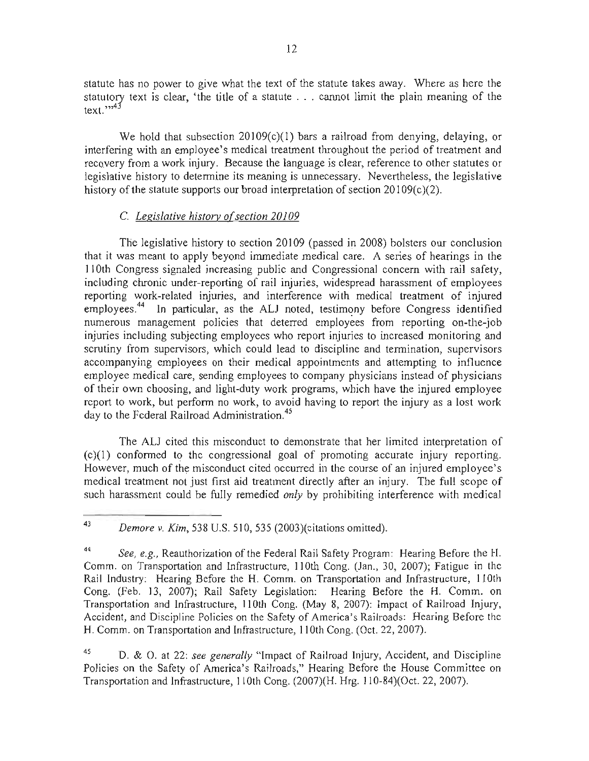statute has no power to give what the text of the statute takes away. Where as here the statutory text is clear, 'the title of a statute . . . cannot limit the plain meaning of the text.'"[43]

We hold that subsection 20109(c)(1) bars a railroad from denying, delaying, or interfering with an employee's medical treatment throughout the period of treatment and recovery from a work injury. Because the language is clear, reference to other statutes or legislative history to determine its meaning is unnecessary. Nevertheless, the legislative history of the statute supports our broad interpretation of section 20109(c)(2).

### C. *Legislative history of section 20109*

The legislative history to section 20109 (passed in 2008) bolsters our conclusion that it was meant to apply beyond immediate medical care. A series of hearings in the 110th Congress signaled increasing public and Congressional concern with rail safety, including chronic under-reporting of rail injuries, widespread harassment of employees reporting work-related injuries, and interference with medical treatment of injured employees.[44] In particular, as the ALJ noted, testimony before Congress identified numerous management policies that deterred employees from reporting on-the-job injuries including subjecting employees who report injuries to increased monitoring and scrutiny from supervisors, which could lead to discipline and termination, supervisors accompanying employees on their medical appointments and attempting to influence employee medical care, sending employees to company physicians instead of physicians of their own choosing, and light-duty work programs, which have the injured employee report to work, but perform no work, to avoid having to report the injury as a lost work day to the Federal Railroad Administration.[45]

The ALJ cited this misconduct to demonstrate that her limited interpretation of (c)(1) conformed to the congressional goal of promoting accurate injury reporting. However, much of the misconduct cited occurred in the course of an injured employee's medical treatment not just first aid treatment directly after an injury. The full scope of such harassment could be fully remedied *only* by prohibiting interference with medical

---

[43] *Demore v. Kim*, 538 U.S. 510, 535 (2003)(citations omitted).

[44] *See, e.g.*, Reauthorization of the Federal Rail Safety Program: Hearing Before the H. Comm. on Transportation and Infrastructure, 110th Cong. (Jan., 30, 2007); Fatigue in the Rail Industry: Hearing Before the H. Comm. on Transportation and Infrastructure, 110th Cong. (Feb. 13, 2007); Rail Safety Legislation: Hearing Before the H. Comm. on Transportation and Infrastructure, 110th Cong. (May 8, 2007): Impact of Railroad Injury, Accident, and Discipline Policies on the Safety of America's Railroads: Hearing Before the H. Comm. on Transportation and Infrastructure, 110th Cong. (Oct. 22, 2007).

[45] D. & O. at 22: *see generally* "Impact of Railroad Injury, Accident, and Discipline Policies on the Safety of America's Railroads," Hearing Before the House Committee on Transportation and Infrastructure, 110th Cong. (2007)(H. Hrg. 110-84)(Oct. 22, 2007).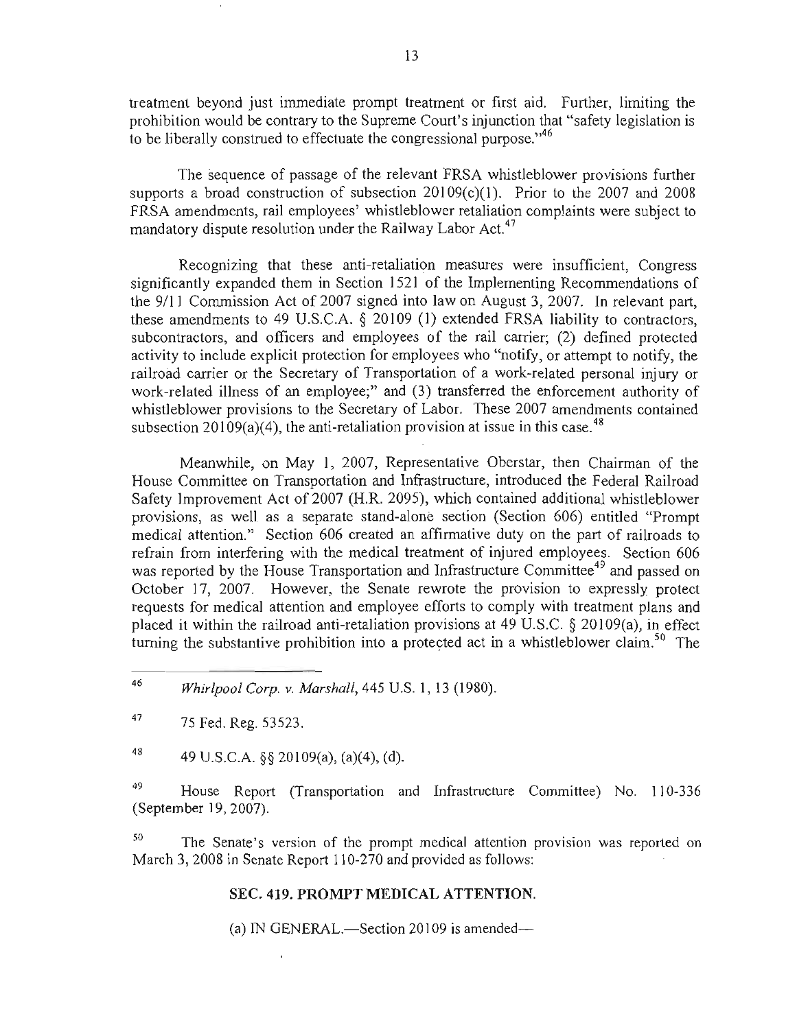treatment beyond just immediate prompt treatment or first aid. Further, limiting the prohibition would be contrary to the Supreme Court's injunction that "safety legislation is to be liberally construed to effectuate the congressional purpose."[46]

The sequence of passage of the relevant FRSA whistleblower provisions further supports a broad construction of subsection 20109(c)(1). Prior to the 2007 and 2008 FRSA amendments, rail employees' whistleblower retaliation complaints were subject to mandatory dispute resolution under the Railway Labor Act.[47]

Recognizing that these anti-retaliation measures were insufficient, Congress significantly expanded them in Section 1521 of the Implementing Recommendations of the 9/11 Commission Act of 2007 signed into law on August 3, 2007. In relevant part, these amendments to 49 U.S.C.A. § 20109 (1) extended FRSA liability to contractors, subcontractors, and officers and employees of the rail carrier; (2) defined protected activity to include explicit protection for employees who "notify, or attempt to notify, the railroad carrier or the Secretary of Transportation of a work-related personal injury or work-related illness of an employee;" and (3) transferred the enforcement authority of whistleblower provisions to the Secretary of Labor. These 2007 amendments contained subsection 20109(a)(4), the anti-retaliation provision at issue in this case.[48]

Meanwhile, on May 1, 2007, Representative Oberstar, then Chairman of the House Committee on Transportation and Infrastructure, introduced the Federal Railroad Safety Improvement Act of 2007 (H.R. 2095), which contained additional whistleblower provisions, as well as a separate stand-alone section (Section 606) entitled "Prompt medical attention." Section 606 created an affirmative duty on the part of railroads to refrain from interfering with the medical treatment of injured employees. Section 606 was reported by the House Transportation and Infrastructure Committee[49] and passed on October 17, 2007. However, the Senate rewrote the provision to expressly protect requests for medical attention and employee efforts to comply with treatment plans and placed it within the railroad anti-retaliation provisions at 49 U.S.C. § 20109(a), in effect turning the substantive prohibition into a protected act in a whistleblower claim.[50] The

---

[46] *Whirlpool Corp. v. Marshall*, 445 U.S. 1, 13 (1980).

[47] 75 Fed. Reg. 53523.

[48] 49 U.S.C.A. §§ 20109(a), (a)(4), (d).

[49] House Report (Transportation and Infrastructure Committee) No. 110-336 (September 19, 2007).

[50] The Senate's version of the prompt medical attention provision was reported on March 3, 2008 in Senate Report 110-270 and provided as follows:

**SEC. 419. PROMPT MEDICAL ATTENTION.**

(a) IN GENERAL.—Section 20109 is amended—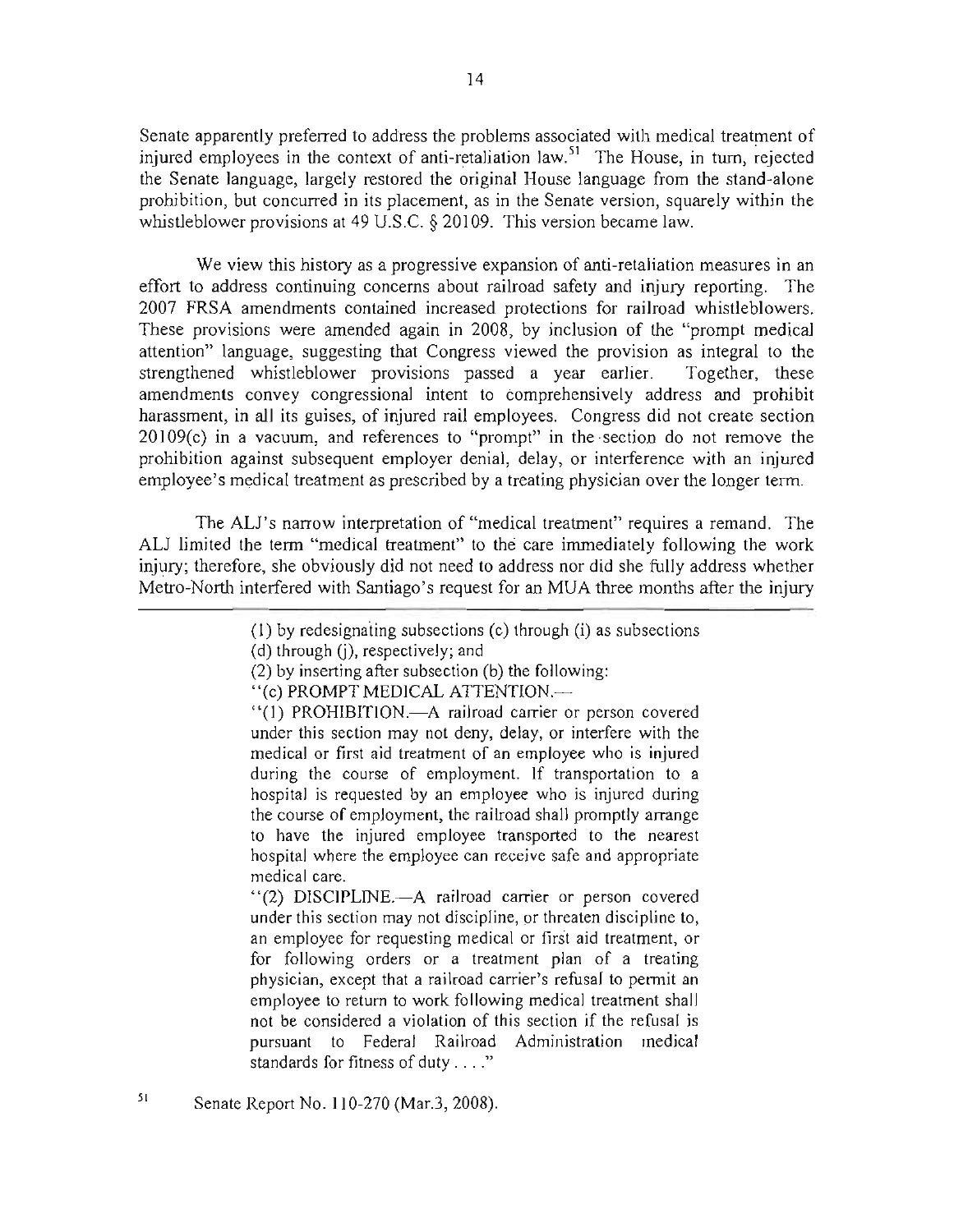Senate apparently preferred to address the problems associated with medical treatment of injured employees in the context of anti-retaliation law.[51] The House, in turn, rejected the Senate language, largely restored the original House language from the stand-alone prohibition, but concurred in its placement, as in the Senate version, squarely within the whistleblower provisions at 49 U.S.C. § 20109. This version became law.

We view this history as a progressive expansion of anti-retaliation measures in an effort to address continuing concerns about railroad safety and injury reporting. The 2007 FRSA amendments contained increased protections for railroad whistleblowers. These provisions were amended again in 2008, by inclusion of the "prompt medical attention" language, suggesting that Congress viewed the provision as integral to the strengthened whistleblower provisions passed a year earlier. Together, these amendments convey congressional intent to comprehensively address and prohibit harassment, in all its guises, of injured rail employees. Congress did not create section 20109(c) in a vacuum, and references to "prompt" in the section do not remove the prohibition against subsequent employer denial, delay, or interference with an injured employee's medical treatment as prescribed by a treating physician over the longer term.

The ALJ's narrow interpretation of "medical treatment" requires a remand. The ALJ limited the term "medical treatment" to the care immediately following the work injury; therefore, she obviously did not need to address nor did she fully address whether Metro-North interfered with Santiago's request for an MUA three months after the injury

---

> (1) by redesignating subsections (c) through (i) as subsections (d) through (j), respectively; and
>
> (2) by inserting after subsection (b) the following:
>
> "(c) PROMPT MEDICAL ATTENTION.—
>
> "(1) PROHIBITION.—A railroad carrier or person covered under this section may not deny, delay, or interfere with the medical or first aid treatment of an employee who is injured during the course of employment. If transportation to a hospital is requested by an employee who is injured during the course of employment, the railroad shall promptly arrange to have the injured employee transported to the nearest hospital where the employee can receive safe and appropriate medical care.
>
> "(2) DISCIPLINE.—A railroad carrier or person covered under this section may not discipline, or threaten discipline to, an employee for requesting medical or first aid treatment, or for following orders or a treatment plan of a treating physician, except that a railroad carrier's refusal to permit an employee to return to work following medical treatment shall not be considered a violation of this section if the refusal is pursuant to Federal Railroad Administration medical standards for fitness of duty . . . ."

[51] Senate Report No. 110-270 (Mar.3, 2008).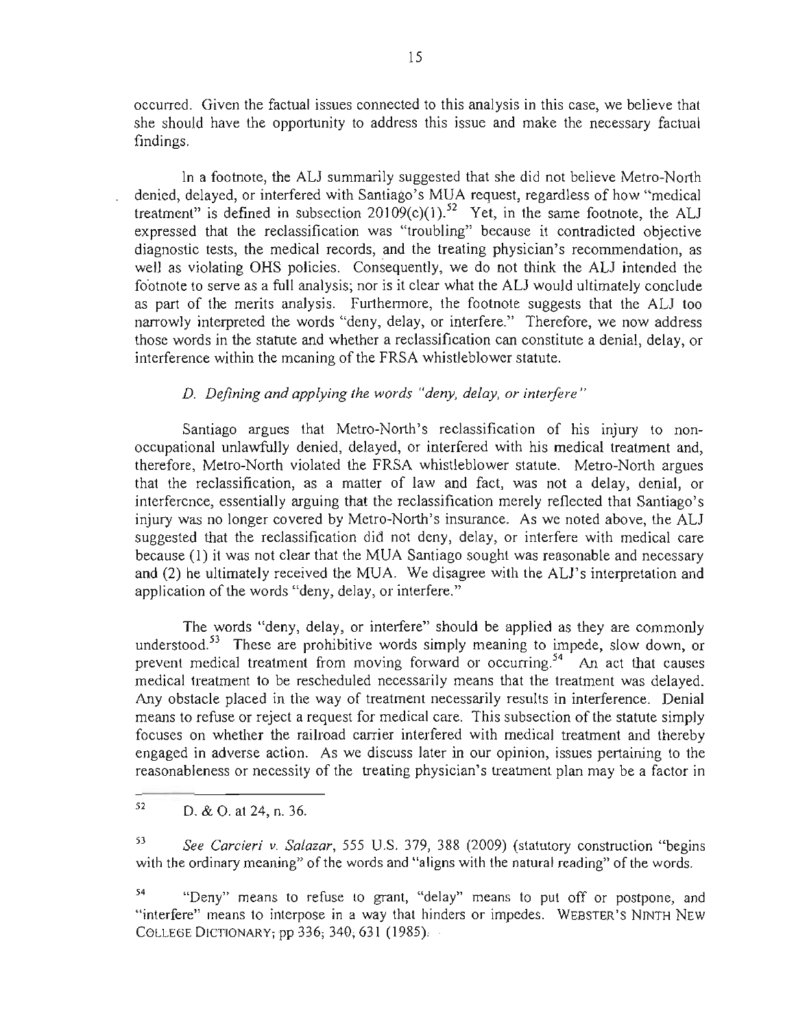occurred. Given the factual issues connected to this analysis in this case, we believe that she should have the opportunity to address this issue and make the necessary factual findings.

In a footnote, the ALJ summarily suggested that she did not believe Metro-North denied, delayed, or interfered with Santiago's MUA request, regardless of how "medical treatment" is defined in subsection 20109(c)(1).[52] Yet, in the same footnote, the ALJ expressed that the reclassification was "troubling" because it contradicted objective diagnostic tests, the medical records, and the treating physician's recommendation, as well as violating OHS policies. Consequently, we do not think the ALJ intended the footnote to serve as a full analysis; nor is it clear what the ALJ would ultimately conclude as part of the merits analysis. Furthermore, the footnote suggests that the ALJ too narrowly interpreted the words "deny, delay, or interfere." Therefore, we now address those words in the statute and whether a reclassification can constitute a denial, delay, or interference within the meaning of the FRSA whistleblower statute.

*D. Defining and applying the words "deny, delay, or interfere"*

Santiago argues that Metro-North's reclassification of his injury to non-occupational unlawfully denied, delayed, or interfered with his medical treatment and, therefore, Metro-North violated the FRSA whistleblower statute. Metro-North argues that the reclassification, as a matter of law and fact, was not a delay, denial, or interference, essentially arguing that the reclassification merely reflected that Santiago's injury was no longer covered by Metro-North's insurance. As we noted above, the ALJ suggested that the reclassification did not deny, delay, or interfere with medical care because (1) it was not clear that the MUA Santiago sought was reasonable and necessary and (2) he ultimately received the MUA. We disagree with the ALJ's interpretation and application of the words "deny, delay, or interfere."

The words "deny, delay, or interfere" should be applied as they are commonly understood.[53] These are prohibitive words simply meaning to impede, slow down, or prevent medical treatment from moving forward or occurring.[54] An act that causes medical treatment to be rescheduled necessarily means that the treatment was delayed. Any obstacle placed in the way of treatment necessarily results in interference. Denial means to refuse or reject a request for medical care. This subsection of the statute simply focuses on whether the railroad carrier interfered with medical treatment and thereby engaged in adverse action. As we discuss later in our opinion, issues pertaining to the reasonableness or necessity of the treating physician's treatment plan may be a factor in

---

[52] D. & O. at 24, n. 36.

[53] *See Carcieri v. Salazar*, 555 U.S. 379, 388 (2009) (statutory construction "begins with the ordinary meaning" of the words and "aligns with the natural reading" of the words.

[54] "Deny" means to refuse to grant, "delay" means to put off or postpone, and "interfere" means to interpose in a way that hinders or impedes. WEBSTER'S NINTH NEW COLLEGE DICTIONARY; pp 336; 340; 631 (1985).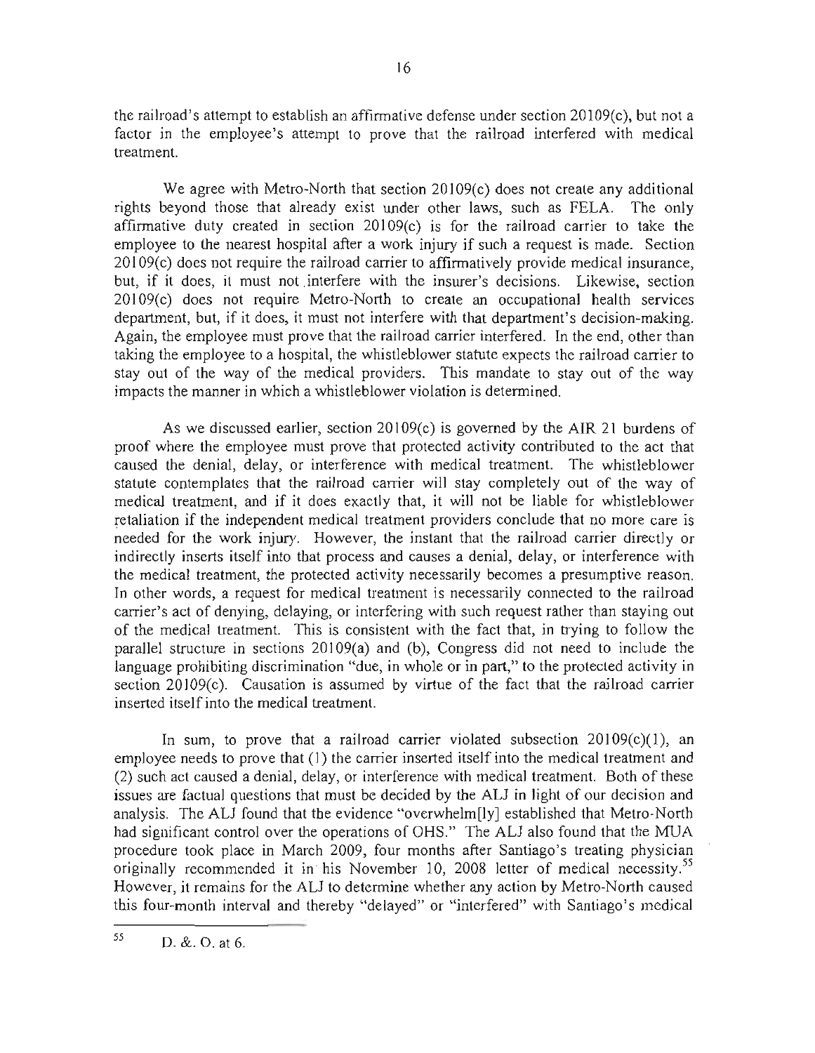the railroad's attempt to establish an affirmative defense under section 20109(c), but not a factor in the employee's attempt to prove that the railroad interfered with medical treatment.

We agree with Metro-North that section 20109(c) does not create any additional rights beyond those that already exist under other laws, such as FELA. The only affirmative duty created in section 20109(c) is for the railroad carrier to take the employee to the nearest hospital after a work injury if such a request is made. Section 20109(c) does not require the railroad carrier to affirmatively provide medical insurance, but, if it does, it must not interfere with the insurer's decisions. Likewise, section 20109(c) does not require Metro-North to create an occupational health services department, but, if it does, it must not interfere with that department's decision-making. Again, the employee must prove that the railroad carrier interfered. In the end, other than taking the employee to a hospital, the whistleblower statute expects the railroad carrier to stay out of the way of the medical providers. This mandate to stay out of the way impacts the manner in which a whistleblower violation is determined.

As we discussed earlier, section 20109(c) is governed by the AIR 21 burdens of proof where the employee must prove that protected activity contributed to the act that caused the denial, delay, or interference with medical treatment. The whistleblower statute contemplates that the railroad carrier will stay completely out of the way of medical treatment, and if it does exactly that, it will not be liable for whistleblower retaliation if the independent medical treatment providers conclude that no more care is needed for the work injury. However, the instant that the railroad carrier directly or indirectly inserts itself into that process and causes a denial, delay, or interference with the medical treatment, the protected activity necessarily becomes a presumptive reason. In other words, a request for medical treatment is necessarily connected to the railroad carrier's act of denying, delaying, or interfering with such request rather than staying out of the medical treatment. This is consistent with the fact that, in trying to follow the parallel structure in sections 20109(a) and (b), Congress did not need to include the language prohibiting discrimination "due, in whole or in part," to the protected activity in section 20109(c). Causation is assumed by virtue of the fact that the railroad carrier inserted itself into the medical treatment.

In sum, to prove that a railroad carrier violated subsection 20109(c)(1), an employee needs to prove that (1) the carrier inserted itself into the medical treatment and (2) such act caused a denial, delay, or interference with medical treatment. Both of these issues are factual questions that must be decided by the ALJ in light of our decision and analysis. The ALJ found that the evidence "overwhelm[ly] established that Metro-North had significant control over the operations of OHS." The ALJ also found that the MUA procedure took place in March 2009, four months after Santiago's treating physician originally recommended it in his November 10, 2008 letter of medical necessity.[55] However, it remains for the ALJ to determine whether any action by Metro-North caused this four-month interval and thereby "delayed" or "interfered" with Santiago's medical

---

[55] D. &. O. at 6.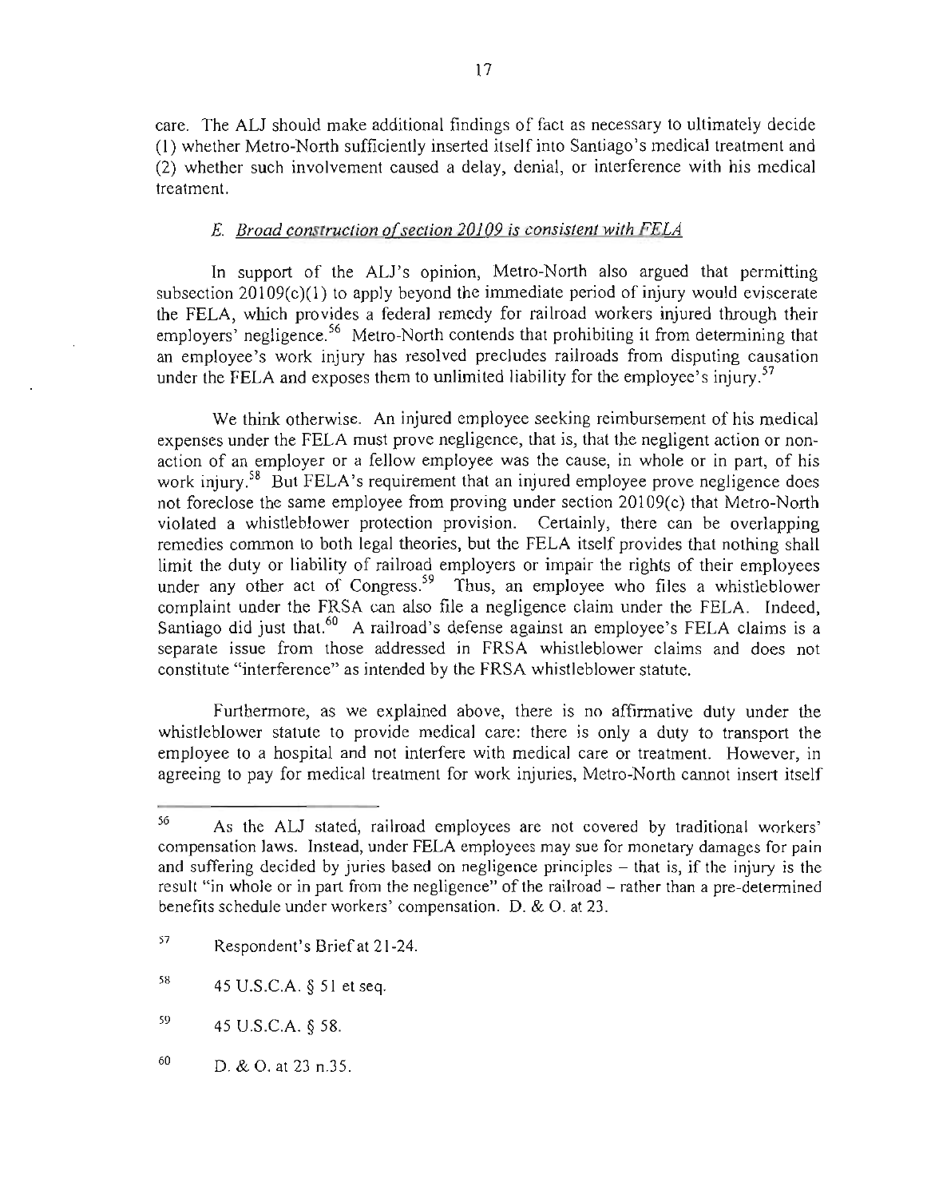care. The ALJ should make additional findings of fact as necessary to ultimately decide (1) whether Metro-North sufficiently inserted itself into Santiago's medical treatment and (2) whether such involvement caused a delay, denial, or interference with his medical treatment.

### *E. Broad construction of section 20109 is consistent with FELA*

In support of the ALJ's opinion, Metro-North also argued that permitting subsection 20109(c)(1) to apply beyond the immediate period of injury would eviscerate the FELA, which provides a federal remedy for railroad workers injured through their employers' negligence.[56] Metro-North contends that prohibiting it from determining that an employee's work injury has resolved precludes railroads from disputing causation under the FELA and exposes them to unlimited liability for the employee's injury.[57]

We think otherwise. An injured employee seeking reimbursement of his medical expenses under the FELA must prove negligence, that is, that the negligent action or non-action of an employer or a fellow employee was the cause, in whole or in part, of his work injury.[58] But FELA's requirement that an injured employee prove negligence does not foreclose the same employee from proving under section 20109(c) that Metro-North violated a whistleblower protection provision. Certainly, there can be overlapping remedies common to both legal theories, but the FELA itself provides that nothing shall limit the duty or liability of railroad employers or impair the rights of their employees under any other act of Congress.[59] Thus, an employee who files a whistleblower complaint under the FRSA can also file a negligence claim under the FELA. Indeed, Santiago did just that.[60] A railroad's defense against an employee's FELA claims is a separate issue from those addressed in FRSA whistleblower claims and does not constitute "interference" as intended by the FRSA whistleblower statute.

Furthermore, as we explained above, there is no affirmative duty under the whistleblower statute to provide medical care: there is only a duty to transport the employee to a hospital and not interfere with medical care or treatment. However, in agreeing to pay for medical treatment for work injuries, Metro-North cannot insert itself

---

[56] As the ALJ stated, railroad employees are not covered by traditional workers' compensation laws. Instead, under FELA employees may sue for monetary damages for pain and suffering decided by juries based on negligence principles – that is, if the injury is the result "in whole or in part from the negligence" of the railroad – rather than a pre-determined benefits schedule under workers' compensation. D. & O. at 23.

[57] Respondent's Brief at 21-24.

[58] 45 U.S.C.A. § 51 et seq.

[59] 45 U.S.C.A. § 58.

[60] D. & O. at 23 n.35.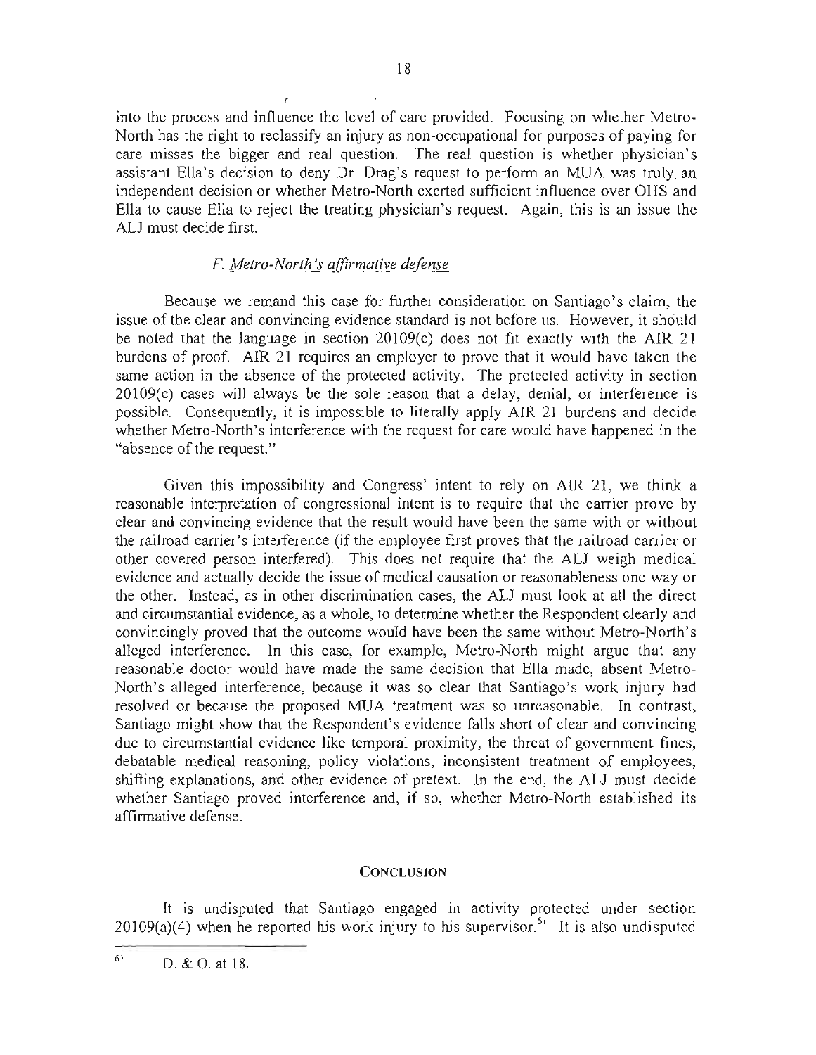into the process and influence the level of care provided. Focusing on whether Metro-North has the right to reclassify an injury as non-occupational for purposes of paying for care misses the bigger and real question. The real question is whether physician's assistant Ella's decision to deny Dr. Drag's request to perform an MUA was truly an independent decision or whether Metro-North exerted sufficient influence over OHS and Ella to cause Ella to reject the treating physician's request. Again, this is an issue the ALJ must decide first.

### *F. Metro-North's affirmative defense*

Because we remand this case for further consideration on Santiago's claim, the issue of the clear and convincing evidence standard is not before us. However, it should be noted that the language in section 20109(c) does not fit exactly with the AIR 21 burdens of proof. AIR 21 requires an employer to prove that it would have taken the same action in the absence of the protected activity. The protected activity in section 20109(c) cases will always be the sole reason that a delay, denial, or interference is possible. Consequently, it is impossible to literally apply AIR 21 burdens and decide whether Metro-North's interference with the request for care would have happened in the "absence of the request."

Given this impossibility and Congress' intent to rely on AIR 21, we think a reasonable interpretation of congressional intent is to require that the carrier prove by clear and convincing evidence that the result would have been the same with or without the railroad carrier's interference (if the employee first proves that the railroad carrier or other covered person interfered). This does not require that the ALJ weigh medical evidence and actually decide the issue of medical causation or reasonableness one way or the other. Instead, as in other discrimination cases, the ALJ must look at all the direct and circumstantial evidence, as a whole, to determine whether the Respondent clearly and convincingly proved that the outcome would have been the same without Metro-North's alleged interference. In this case, for example, Metro-North might argue that any reasonable doctor would have made the same decision that Ella made, absent Metro-North's alleged interference, because it was so clear that Santiago's work injury had resolved or because the proposed MUA treatment was so unreasonable. In contrast, Santiago might show that the Respondent's evidence falls short of clear and convincing due to circumstantial evidence like temporal proximity, the threat of government fines, debatable medical reasoning, policy violations, inconsistent treatment of employees, shifting explanations, and other evidence of pretext. In the end, the ALJ must decide whether Santiago proved interference and, if so, whether Metro-North established its affirmative defense.

## CONCLUSION

It is undisputed that Santiago engaged in activity protected under section 20109(a)(4) when he reported his work injury to his supervisor.[61] It is also undisputed

---

[61] D. & O. at 18.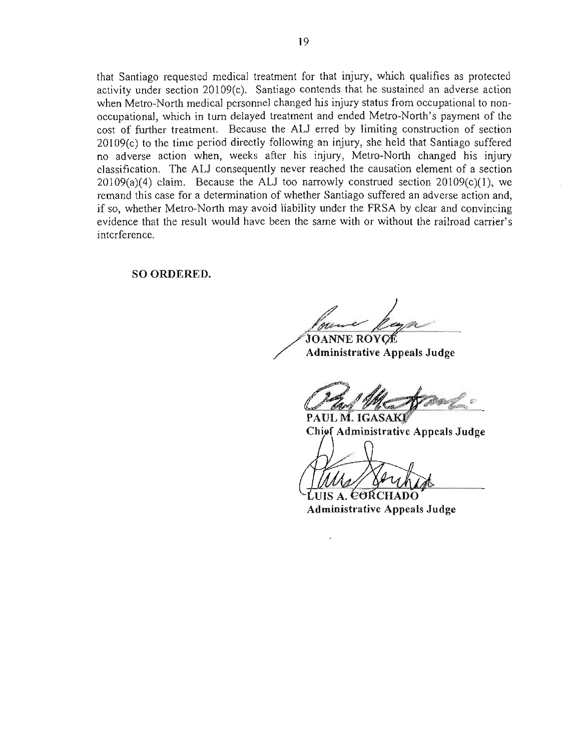that Santiago requested medical treatment for that injury, which qualifies as protected activity under section 20109(c). Santiago contends that he sustained an adverse action when Metro-North medical personnel changed his injury status from occupational to non-occupational, which in turn delayed treatment and ended Metro-North's payment of the cost of further treatment. Because the ALJ erred by limiting construction of section 20109(c) to the time period directly following an injury, she held that Santiago suffered no adverse action when, weeks after his injury, Metro-North changed his injury classification. The ALJ consequently never reached the causation element of a section 20109(a)(4) claim. Because the ALJ too narrowly construed section 20109(c)(1), we remand this case for a determination of whether Santiago suffered an adverse action and, if so, whether Metro-North may avoid liability under the FRSA by clear and convincing evidence that the result would have been the same with or without the railroad carrier's interference.

**SO ORDERED.**

**JOANNE ROYCE**
**Administrative Appeals Judge**

**PAUL M. IGASAKI**
**Chief Administrative Appeals Judge**

**LUIS A. CORCHADO**
**Administrative Appeals Judge**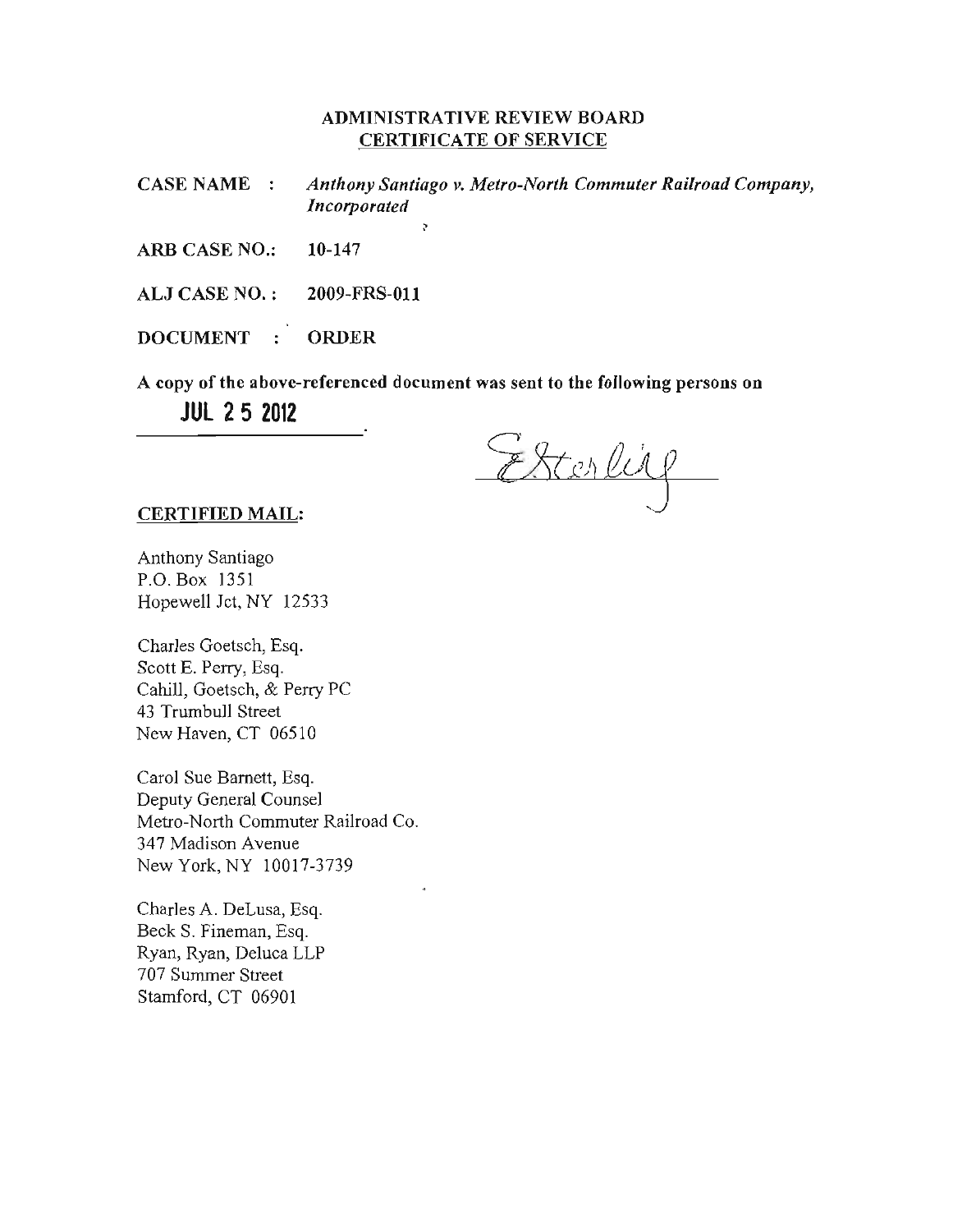**ADMINISTRATIVE REVIEW BOARD**
**CERTIFICATE OF SERVICE**

**CASE NAME :** *Anthony Santiago v. Metro-North Commuter Railroad Company, Incorporated*

**ARB CASE NO.:** 10-147

**ALJ CASE NO. :** 2009-FRS-011

**DOCUMENT :** ORDER

**A copy of the above-referenced document was sent to the following persons on**

**JUL 2 5 2012**

E Sterling

**CERTIFIED MAIL:**

Anthony Santiago
P.O. Box 1351
Hopewell Jct, NY 12533

Charles Goetsch, Esq.
Scott E. Perry, Esq.
Cahill, Goetsch, & Perry PC
43 Trumbull Street
New Haven, CT 06510

Carol Sue Barnett, Esq.
Deputy General Counsel
Metro-North Commuter Railroad Co.
347 Madison Avenue
New York, NY 10017-3739

Charles A. DeLusa, Esq.
Beck S. Fineman, Esq.
Ryan, Ryan, Deluca LLP
707 Summer Street
Stamford, CT 06901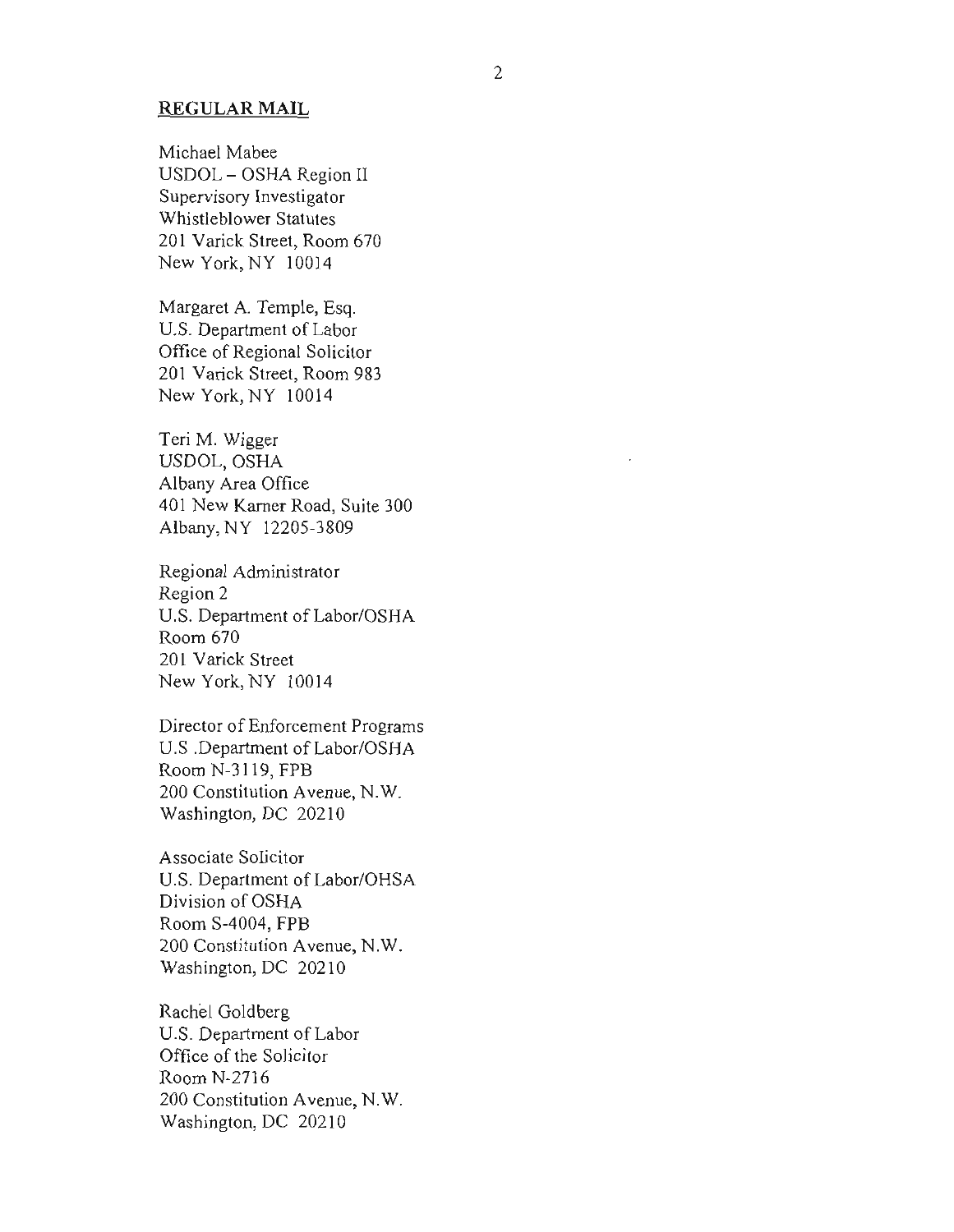**REGULAR MAIL**

Michael Mabee
USDOL – OSHA Region II
Supervisory Investigator
Whistleblower Statutes
201 Varick Street, Room 670
New York, NY 10014

Margaret A. Temple, Esq.
U.S. Department of Labor
Office of Regional Solicitor
201 Varick Street, Room 983
New York, NY 10014

Teri M. Wigger
USDOL, OSHA
Albany Area Office
401 New Karner Road, Suite 300
Albany, NY 12205-3809

Regional Administrator
Region 2
U.S. Department of Labor/OSHA
Room 670
201 Varick Street
New York, NY 10014

Director of Enforcement Programs
U.S .Department of Labor/OSHA
Room N-3119, FPB
200 Constitution Avenue, N.W.
Washington, DC 20210

Associate Solicitor
U.S. Department of Labor/OHSA
Division of OSHA
Room S-4004, FPB
200 Constitution Avenue, N.W.
Washington, DC 20210

Rachel Goldberg
U.S. Department of Labor
Office of the Solicitor
Room N-2716
200 Constitution Avenue, N.W.
Washington, DC 20210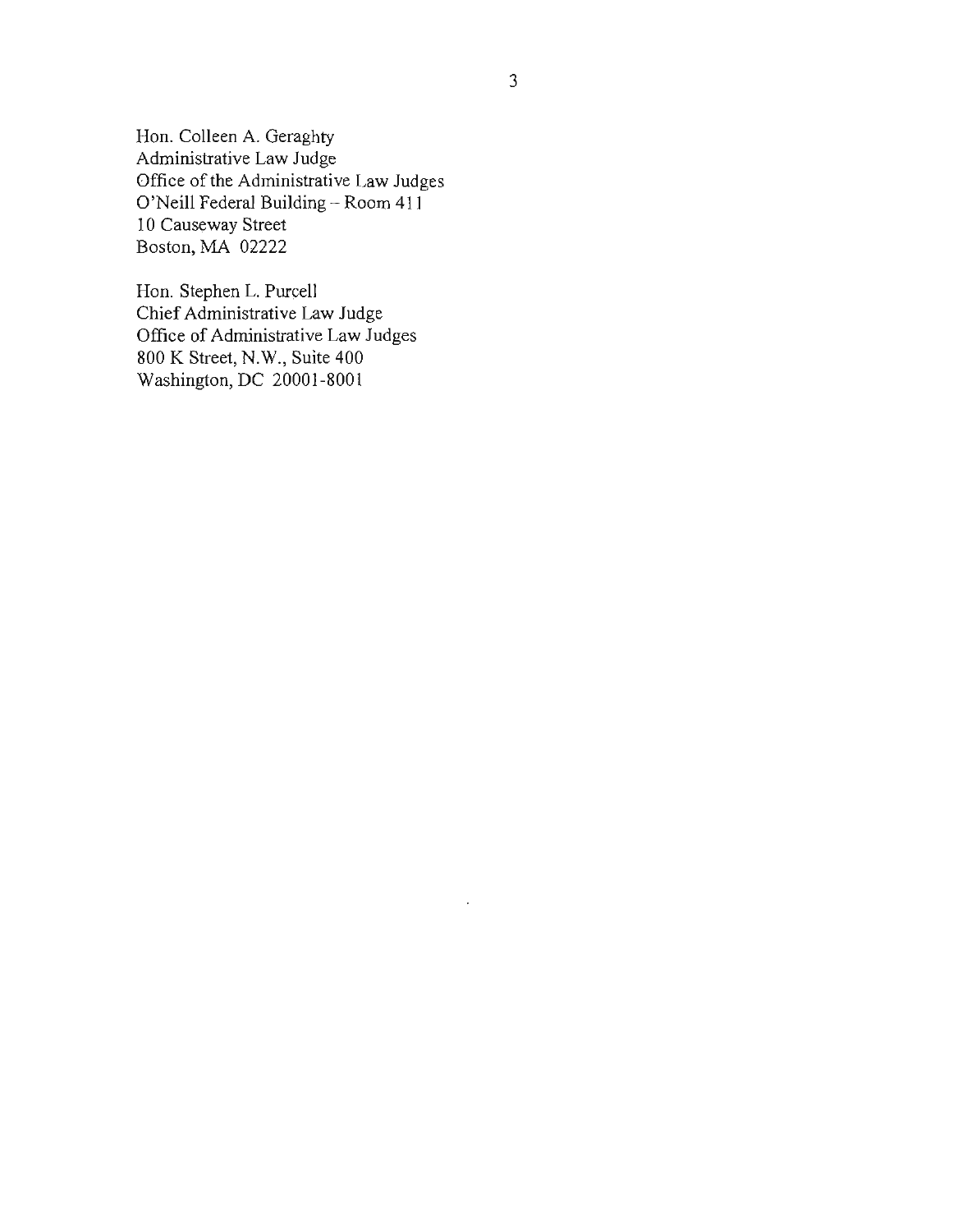Hon. Colleen A. Geraghty
Administrative Law Judge
Office of the Administrative Law Judges
O'Neill Federal Building – Room 411
10 Causeway Street
Boston, MA 02222

Hon. Stephen L. Purcell
Chief Administrative Law Judge
Office of Administrative Law Judges
800 K Street, N.W., Suite 400
Washington, DC 20001-8001